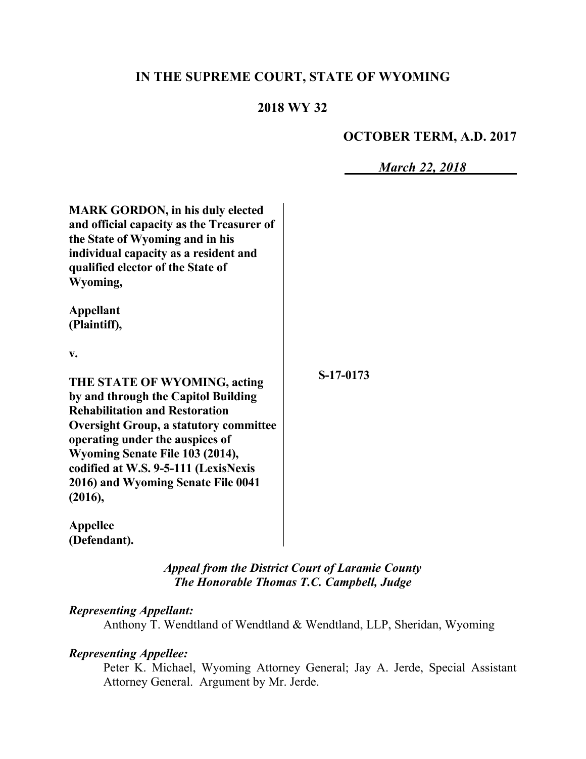# IN THE SUPREME COURT, STATE OF WYOMING

## 2018 WY 32

**OCTOBER TERM, A.D. 2017**

*March 22, 2018*

**MARK GORDON, in his duly elected and official capacity as the Treasurer of the State of Wyoming and in his individual capacity as a resident and qualified elector of the State of Wyoming,**

**Appellant (Plaintiff),**

**v.**

**THE STATE OF WYOMING, acting by and through the Capitol Building Rehabilitation and Restoration Oversight Group, a statutory committee operating under the auspices of Wyoming Senate File 103 (2014), codified at W.S. 9-5-111 (LexisNexis 2016) and Wyoming Senate File 0041 (2016),**

**Appellee (Defendant).**

**S-17-0173**

*Appeal from the District Court of Laramie County*
*The Honorable Thomas T.C. Campbell, Judge*

*Representing Appellant:*

Anthony T. Wendtland of Wendtland & Wendtland, LLP, Sheridan, Wyoming

*Representing Appellee:*

Peter K. Michael, Wyoming Attorney General; Jay A. Jerde, Special Assistant Attorney General. Argument by Mr. Jerde.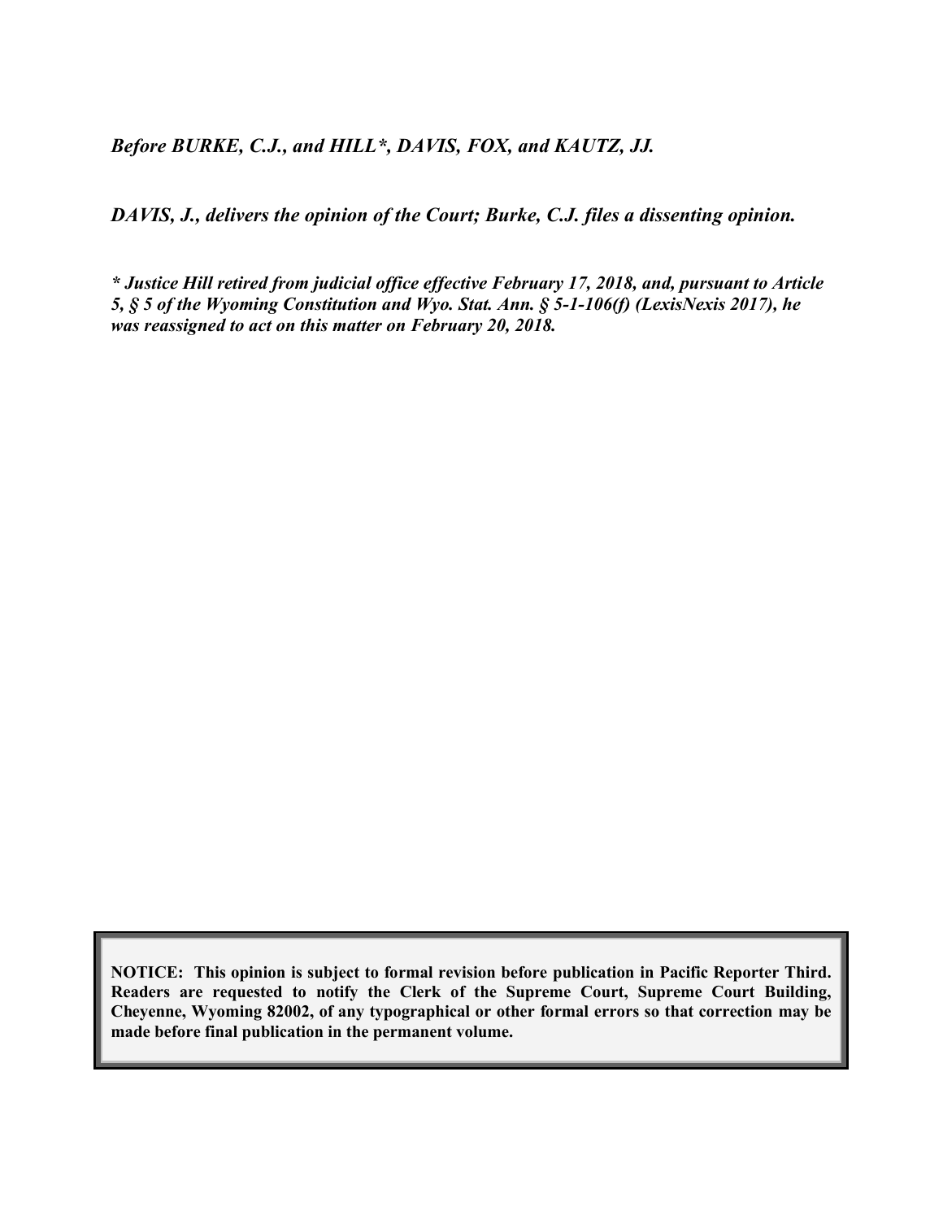*Before BURKE, C.J., and HILL\*, DAVIS, FOX, and KAUTZ, JJ.*

*DAVIS, J., delivers the opinion of the Court; Burke, C.J. files a dissenting opinion.*

*\* Justice Hill retired from judicial office effective February 17, 2018, and, pursuant to Article 5, § 5 of the Wyoming Constitution and Wyo. Stat. Ann. § 5-1-106(f) (LexisNexis 2017), he was reassigned to act on this matter on February 20, 2018.*

**NOTICE: This opinion is subject to formal revision before publication in Pacific Reporter Third. Readers are requested to notify the Clerk of the Supreme Court, Supreme Court Building, Cheyenne, Wyoming 82002, of any typographical or other formal errors so that correction may be made before final publication in the permanent volume.**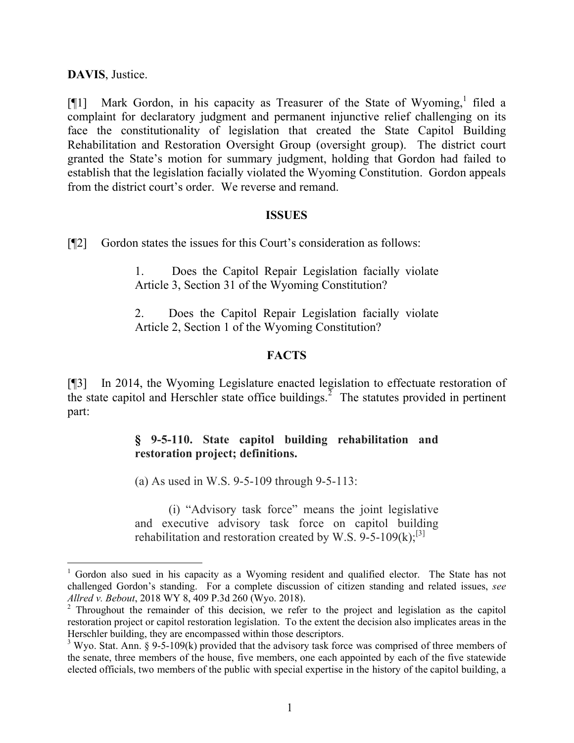**DAVIS**, Justice.

[¶1] Mark Gordon, in his capacity as Treasurer of the State of Wyoming,[1] filed a complaint for declaratory judgment and permanent injunctive relief challenging on its face the constitutionality of legislation that created the State Capitol Building Rehabilitation and Restoration Oversight Group (oversight group). The district court granted the State's motion for summary judgment, holding that Gordon had failed to establish that the legislation facially violated the Wyoming Constitution. Gordon appeals from the district court's order. We reverse and remand.

## ISSUES

[¶2] Gordon states the issues for this Court's consideration as follows:

> 1. Does the Capitol Repair Legislation facially violate Article 3, Section 31 of the Wyoming Constitution?
>
> 2. Does the Capitol Repair Legislation facially violate Article 2, Section 1 of the Wyoming Constitution?

## FACTS

[¶3] In 2014, the Wyoming Legislature enacted legislation to effectuate restoration of the state capitol and Herschler state office buildings.[2] The statutes provided in pertinent part:

> **§ 9-5-110. State capitol building rehabilitation and restoration project; definitions.**
>
> (a) As used in W.S. 9-5-109 through 9-5-113:
>
> (i) "Advisory task force" means the joint legislative and executive advisory task force on capitol building rehabilitation and restoration created by W.S. 9-5-109(k);[3]

---

[1] Gordon also sued in his capacity as a Wyoming resident and qualified elector. The State has not challenged Gordon's standing. For a complete discussion of citizen standing and related issues, *see Allred v. Bebout*, 2018 WY 8, 409 P.3d 260 (Wyo. 2018).

[2] Throughout the remainder of this decision, we refer to the project and legislation as the capitol restoration project or capitol restoration legislation. To the extent the decision also implicates areas in the Herschler building, they are encompassed within those descriptors.

[3] Wyo. Stat. Ann. § 9-5-109(k) provided that the advisory task force was comprised of three members of the senate, three members of the house, five members, one each appointed by each of the five statewide elected officials, two members of the public with special expertise in the history of the capitol building, a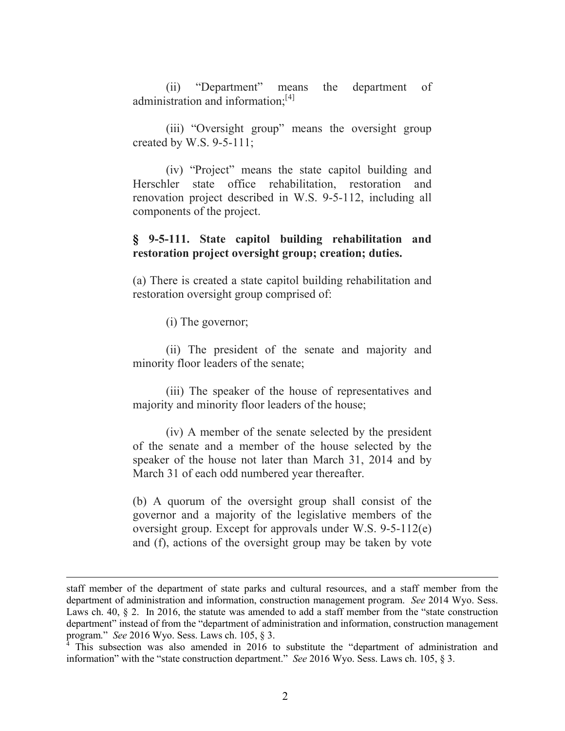(ii) "Department" means the department of administration and information;[4]

(iii) "Oversight group" means the oversight group created by W.S. 9-5-111;

(iv) "Project" means the state capitol building and Herschler state office rehabilitation, restoration and renovation project described in W.S. 9-5-112, including all components of the project.

**§ 9-5-111. State capitol building rehabilitation and restoration project oversight group; creation; duties.**

(a) There is created a state capitol building rehabilitation and restoration oversight group comprised of:

(i) The governor;

(ii) The president of the senate and majority and minority floor leaders of the senate;

(iii) The speaker of the house of representatives and majority and minority floor leaders of the house;

(iv) A member of the senate selected by the president of the senate and a member of the house selected by the speaker of the house not later than March 31, 2014 and by March 31 of each odd numbered year thereafter.

(b) A quorum of the oversight group shall consist of the governor and a majority of the legislative members of the oversight group. Except for approvals under W.S. 9-5-112(e) and (f), actions of the oversight group may be taken by vote

---

staff member of the department of state parks and cultural resources, and a staff member from the department of administration and information, construction management program. *See* 2014 Wyo. Sess. Laws ch. 40, § 2. In 2016, the statute was amended to add a staff member from the "state construction department" instead of from the "department of administration and information, construction management program." *See* 2016 Wyo. Sess. Laws ch. 105, § 3.

[4] This subsection was also amended in 2016 to substitute the "department of administration and information" with the "state construction department." *See* 2016 Wyo. Sess. Laws ch. 105, § 3.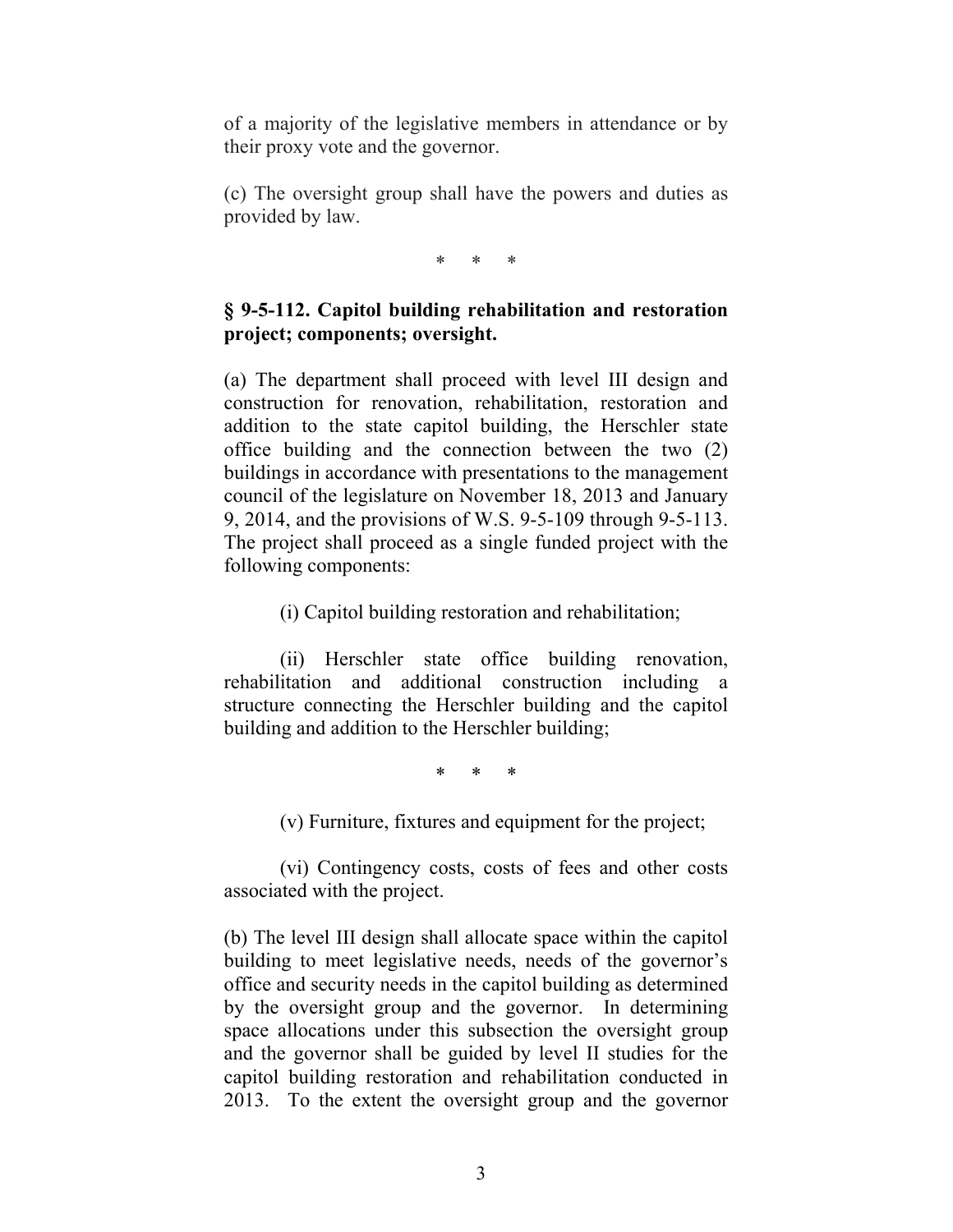of a majority of the legislative members in attendance or by their proxy vote and the governor.

(c) The oversight group shall have the powers and duties as provided by law.

\* \* \*

**§ 9-5-112. Capitol building rehabilitation and restoration project; components; oversight.**

(a) The department shall proceed with level III design and construction for renovation, rehabilitation, restoration and addition to the state capitol building, the Herschler state office building and the connection between the two (2) buildings in accordance with presentations to the management council of the legislature on November 18, 2013 and January 9, 2014, and the provisions of W.S. 9-5-109 through 9-5-113. The project shall proceed as a single funded project with the following components:

(i) Capitol building restoration and rehabilitation;

(ii) Herschler state office building renovation, rehabilitation and additional construction including a structure connecting the Herschler building and the capitol building and addition to the Herschler building;

\* \* \*

(v) Furniture, fixtures and equipment for the project;

(vi) Contingency costs, costs of fees and other costs associated with the project.

(b) The level III design shall allocate space within the capitol building to meet legislative needs, needs of the governor's office and security needs in the capitol building as determined by the oversight group and the governor. In determining space allocations under this subsection the oversight group and the governor shall be guided by level II studies for the capitol building restoration and rehabilitation conducted in 2013. To the extent the oversight group and the governor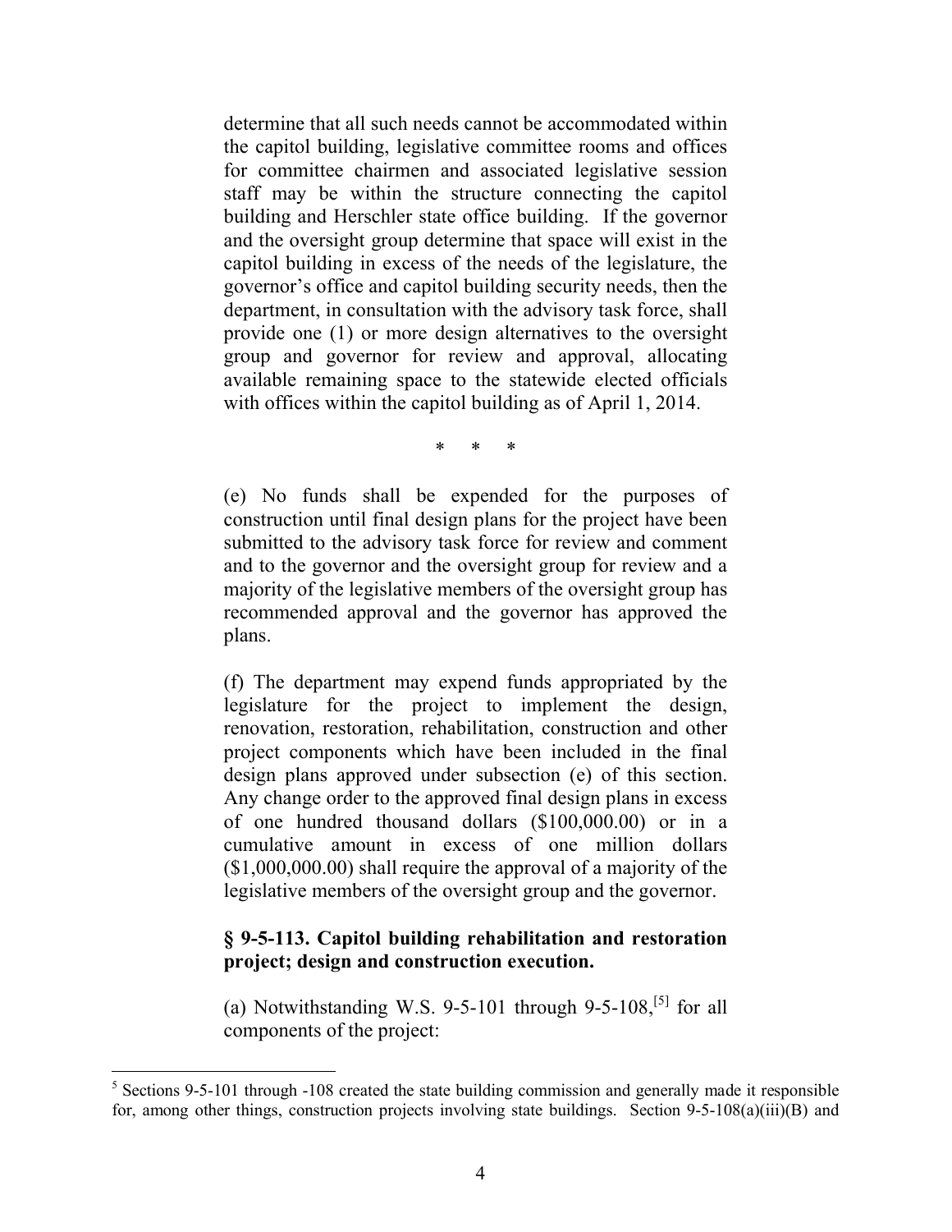determine that all such needs cannot be accommodated within the capitol building, legislative committee rooms and offices for committee chairmen and associated legislative session staff may be within the structure connecting the capitol building and Herschler state office building. If the governor and the oversight group determine that space will exist in the capitol building in excess of the needs of the legislature, the governor's office and capitol building security needs, then the department, in consultation with the advisory task force, shall provide one (1) or more design alternatives to the oversight group and governor for review and approval, allocating available remaining space to the statewide elected officials with offices within the capitol building as of April 1, 2014.

\* \* \*

(e) No funds shall be expended for the purposes of construction until final design plans for the project have been submitted to the advisory task force for review and comment and to the governor and the oversight group for review and a majority of the legislative members of the oversight group has recommended approval and the governor has approved the plans.

(f) The department may expend funds appropriated by the legislature for the project to implement the design, renovation, restoration, rehabilitation, construction and other project components which have been included in the final design plans approved under subsection (e) of this section. Any change order to the approved final design plans in excess of one hundred thousand dollars ($100,000.00) or in a cumulative amount in excess of one million dollars ($1,000,000.00) shall require the approval of a majority of the legislative members of the oversight group and the governor.

**§ 9-5-113. Capitol building rehabilitation and restoration project; design and construction execution.**

(a) Notwithstanding W.S. 9-5-101 through 9-5-108,[5] for all components of the project:

---

[5] Sections 9-5-101 through -108 created the state building commission and generally made it responsible for, among other things, construction projects involving state buildings. Section 9-5-108(a)(iii)(B) and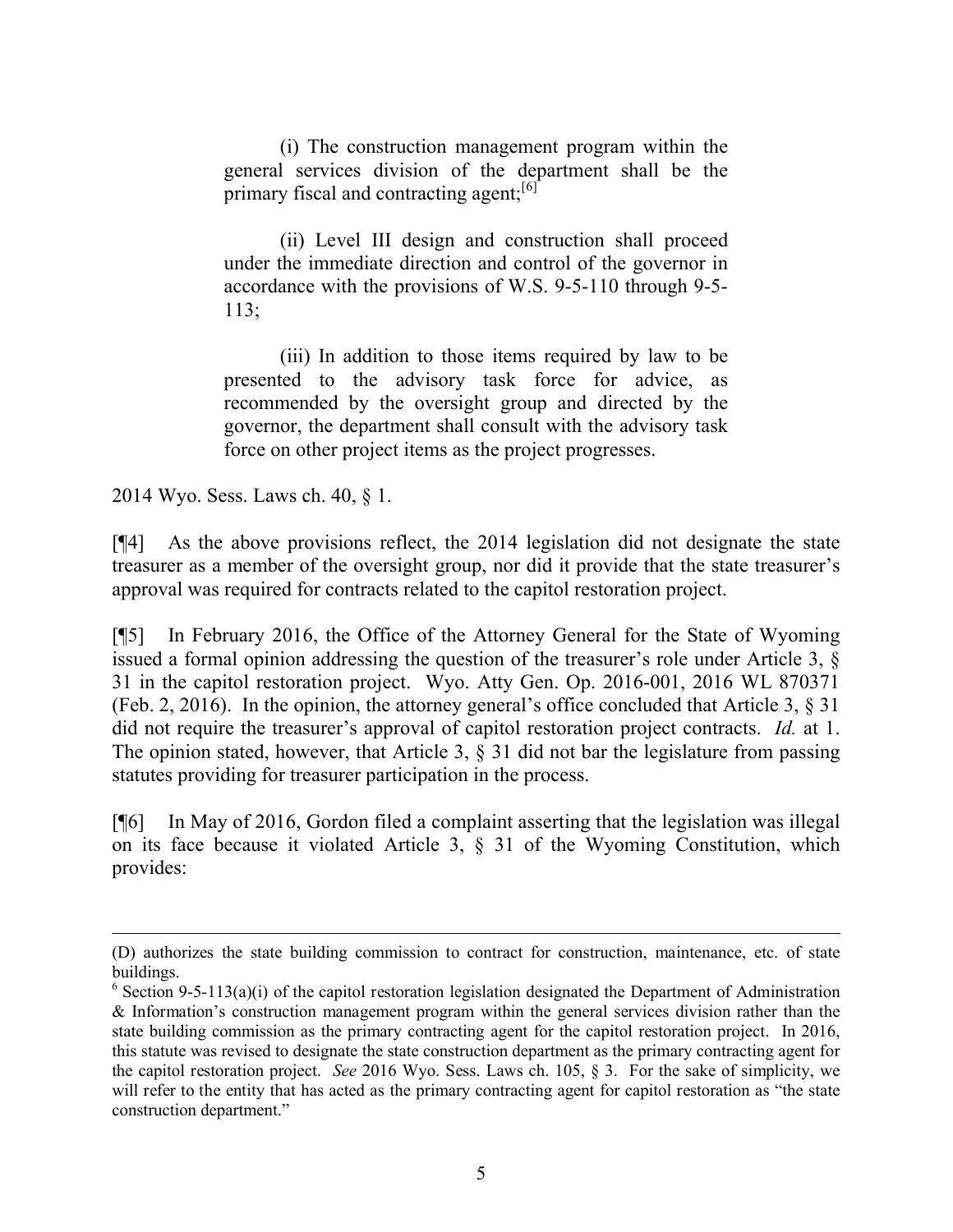> (i) The construction management program within the general services division of the department shall be the primary fiscal and contracting agent;[6]
>
> (ii) Level III design and construction shall proceed under the immediate direction and control of the governor in accordance with the provisions of W.S. 9-5-110 through 9-5-113;
>
> (iii) In addition to those items required by law to be presented to the advisory task force for advice, as recommended by the oversight group and directed by the governor, the department shall consult with the advisory task force on other project items as the project progresses.

2014 Wyo. Sess. Laws ch. 40, § 1.

[¶4] As the above provisions reflect, the 2014 legislation did not designate the state treasurer as a member of the oversight group, nor did it provide that the state treasurer's approval was required for contracts related to the capitol restoration project.

[¶5] In February 2016, the Office of the Attorney General for the State of Wyoming issued a formal opinion addressing the question of the treasurer's role under Article 3, § 31 in the capitol restoration project. Wyo. Atty Gen. Op. 2016-001, 2016 WL 870371 (Feb. 2, 2016). In the opinion, the attorney general's office concluded that Article 3, § 31 did not require the treasurer's approval of capitol restoration project contracts. *Id.* at 1. The opinion stated, however, that Article 3, § 31 did not bar the legislature from passing statutes providing for treasurer participation in the process.

[¶6] In May of 2016, Gordon filed a complaint asserting that the legislation was illegal on its face because it violated Article 3, § 31 of the Wyoming Constitution, which provides:

---

(D) authorizes the state building commission to contract for construction, maintenance, etc. of state buildings.

[6] Section 9-5-113(a)(i) of the capitol restoration legislation designated the Department of Administration & Information's construction management program within the general services division rather than the state building commission as the primary contracting agent for the capitol restoration project. In 2016, this statute was revised to designate the state construction department as the primary contracting agent for the capitol restoration project. *See* 2016 Wyo. Sess. Laws ch. 105, § 3. For the sake of simplicity, we will refer to the entity that has acted as the primary contracting agent for capitol restoration as "the state construction department."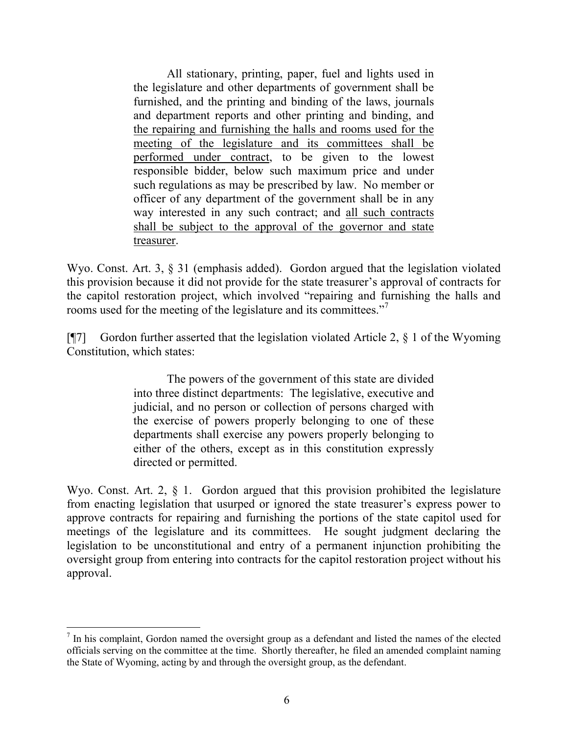> All stationary, printing, paper, fuel and lights used in the legislature and other departments of government shall be furnished, and the printing and binding of the laws, journals and department reports and other printing and binding, and <u>the repairing and furnishing the halls and rooms used for the meeting of the legislature and its committees shall be performed under contract</u>, to be given to the lowest responsible bidder, below such maximum price and under such regulations as may be prescribed by law. No member or officer of any department of the government shall be in any way interested in any such contract; and <u>all such contracts shall be subject to the approval of the governor and state treasurer</u>.

Wyo. Const. Art. 3, § 31 (emphasis added). Gordon argued that the legislation violated this provision because it did not provide for the state treasurer's approval of contracts for the capitol restoration project, which involved "repairing and furnishing the halls and rooms used for the meeting of the legislature and its committees."[7]

[¶7] Gordon further asserted that the legislation violated Article 2, § 1 of the Wyoming Constitution, which states:

> The powers of the government of this state are divided into three distinct departments: The legislative, executive and judicial, and no person or collection of persons charged with the exercise of powers properly belonging to one of these departments shall exercise any powers properly belonging to either of the others, except as in this constitution expressly directed or permitted.

Wyo. Const. Art. 2, § 1. Gordon argued that this provision prohibited the legislature from enacting legislation that usurped or ignored the state treasurer's express power to approve contracts for repairing and furnishing the portions of the state capitol used for meetings of the legislature and its committees. He sought judgment declaring the legislation to be unconstitutional and entry of a permanent injunction prohibiting the oversight group from entering into contracts for the capitol restoration project without his approval.

---

[7] In his complaint, Gordon named the oversight group as a defendant and listed the names of the elected officials serving on the committee at the time. Shortly thereafter, he filed an amended complaint naming the State of Wyoming, acting by and through the oversight group, as the defendant.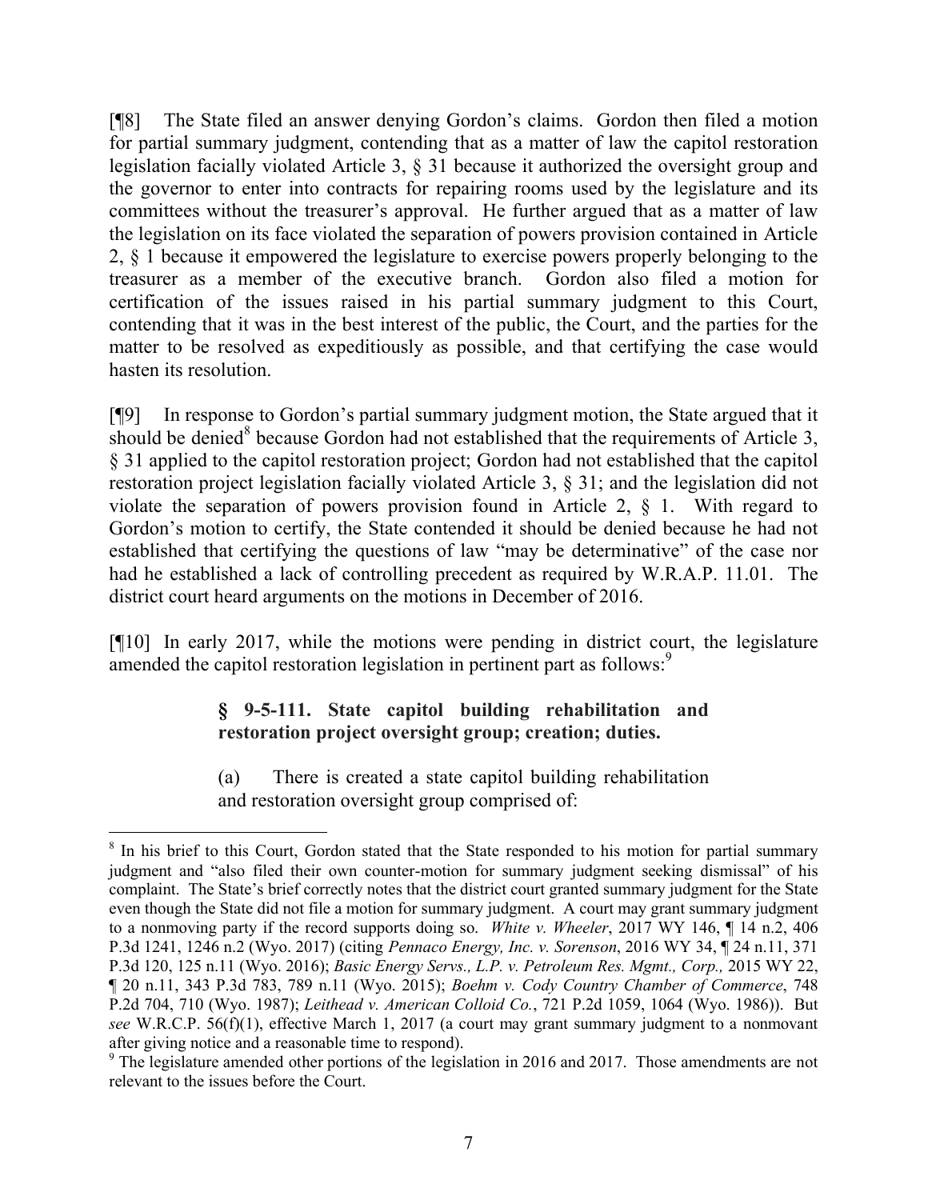[¶8] The State filed an answer denying Gordon's claims. Gordon then filed a motion for partial summary judgment, contending that as a matter of law the capitol restoration legislation facially violated Article 3, § 31 because it authorized the oversight group and the governor to enter into contracts for repairing rooms used by the legislature and its committees without the treasurer's approval. He further argued that as a matter of law the legislation on its face violated the separation of powers provision contained in Article 2, § 1 because it empowered the legislature to exercise powers properly belonging to the treasurer as a member of the executive branch. Gordon also filed a motion for certification of the issues raised in his partial summary judgment to this Court, contending that it was in the best interest of the public, the Court, and the parties for the matter to be resolved as expeditiously as possible, and that certifying the case would hasten its resolution.

[¶9] In response to Gordon's partial summary judgment motion, the State argued that it should be denied[8] because Gordon had not established that the requirements of Article 3, § 31 applied to the capitol restoration project; Gordon had not established that the capitol restoration project legislation facially violated Article 3, § 31; and the legislation did not violate the separation of powers provision found in Article 2, § 1. With regard to Gordon's motion to certify, the State contended it should be denied because he had not established that certifying the questions of law "may be determinative" of the case nor had he established a lack of controlling precedent as required by W.R.A.P. 11.01. The district court heard arguments on the motions in December of 2016.

[¶10] In early 2017, while the motions were pending in district court, the legislature amended the capitol restoration legislation in pertinent part as follows:[9]

> **§ 9-5-111. State capitol building rehabilitation and restoration project oversight group; creation; duties.**
>
> (a) There is created a state capitol building rehabilitation and restoration oversight group comprised of:

---

[8] In his brief to this Court, Gordon stated that the State responded to his motion for partial summary judgment and "also filed their own counter-motion for summary judgment seeking dismissal" of his complaint. The State's brief correctly notes that the district court granted summary judgment for the State even though the State did not file a motion for summary judgment. A court may grant summary judgment to a nonmoving party if the record supports doing so. *White v. Wheeler*, 2017 WY 146, ¶ 14 n.2, 406 P.3d 1241, 1246 n.2 (Wyo. 2017) (citing *Pennaco Energy, Inc. v. Sorenson*, 2016 WY 34, ¶ 24 n.11, 371 P.3d 120, 125 n.11 (Wyo. 2016); *Basic Energy Servs., L.P. v. Petroleum Res. Mgmt., Corp.,* 2015 WY 22, ¶ 20 n.11, 343 P.3d 783, 789 n.11 (Wyo. 2015); *Boehm v. Cody Country Chamber of Commerce*, 748 P.2d 704, 710 (Wyo. 1987); *Leithead v. American Colloid Co.*, 721 P.2d 1059, 1064 (Wyo. 1986)). But *see* W.R.C.P. 56(f)(1), effective March 1, 2017 (a court may grant summary judgment to a nonmovant after giving notice and a reasonable time to respond).

[9] The legislature amended other portions of the legislation in 2016 and 2017. Those amendments are not relevant to the issues before the Court.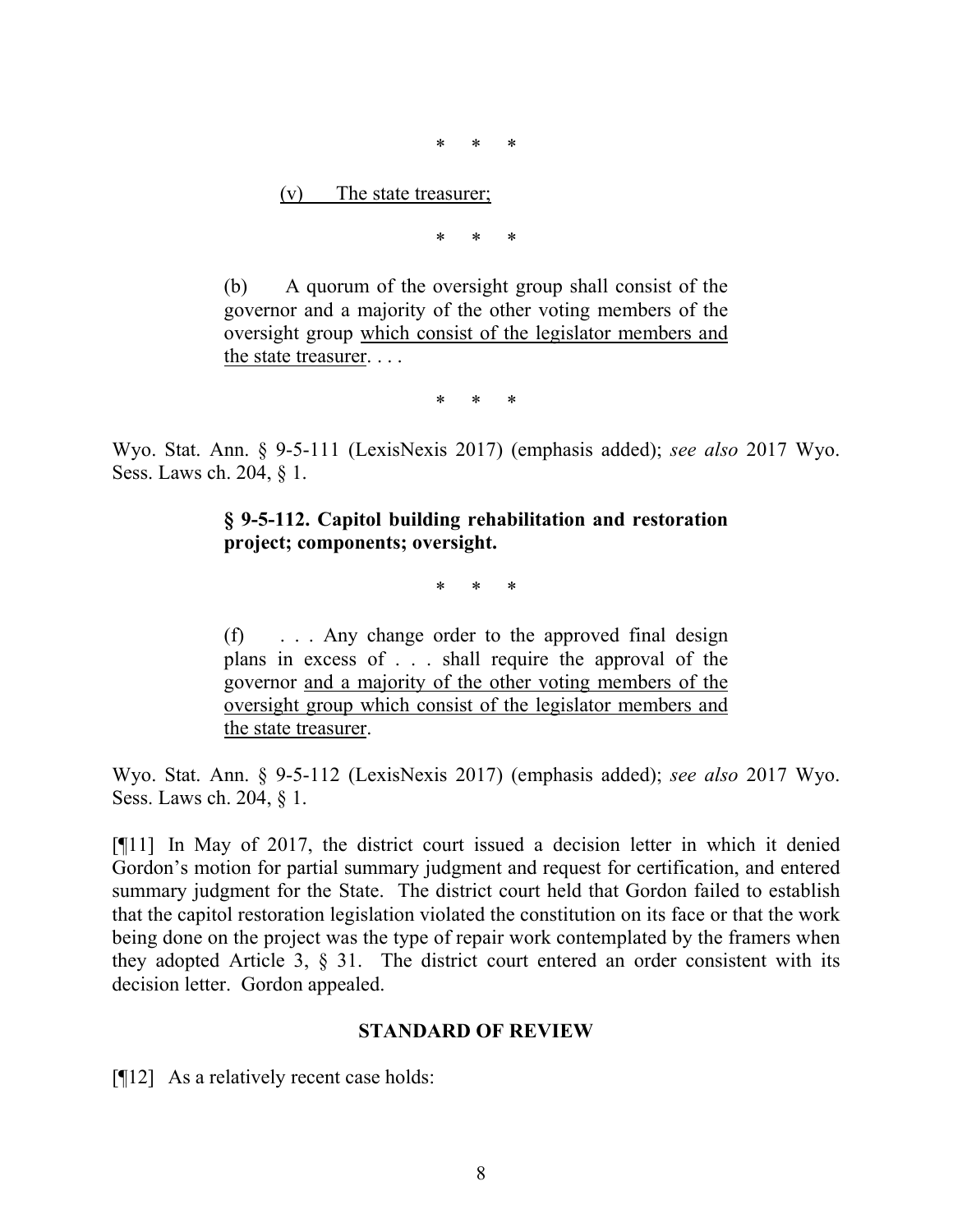\* \* \*

> <u>(v) The state treasurer;</u>
>
> \* \* \*
>
> (b) A quorum of the oversight group shall consist of the governor and a majority of the other voting members of the oversight group <u>which consist of the legislator members and the state treasurer</u>. . . .
>
> \* \* \*

Wyo. Stat. Ann. § 9-5-111 (LexisNexis 2017) (emphasis added); *see also* 2017 Wyo. Sess. Laws ch. 204, § 1.

> **§ 9-5-112. Capitol building rehabilitation and restoration project; components; oversight.**
>
> \* \* \*
>
> (f) . . . Any change order to the approved final design plans in excess of . . . shall require the approval of the governor <u>and a majority of the other voting members of the oversight group which consist of the legislator members and the state treasurer</u>.

Wyo. Stat. Ann. § 9-5-112 (LexisNexis 2017) (emphasis added); *see also* 2017 Wyo. Sess. Laws ch. 204, § 1.

[¶11] In May of 2017, the district court issued a decision letter in which it denied Gordon's motion for partial summary judgment and request for certification, and entered summary judgment for the State. The district court held that Gordon failed to establish that the capitol restoration legislation violated the constitution on its face or that the work being done on the project was the type of repair work contemplated by the framers when they adopted Article 3, § 31. The district court entered an order consistent with its decision letter. Gordon appealed.

## STANDARD OF REVIEW

[¶12] As a relatively recent case holds: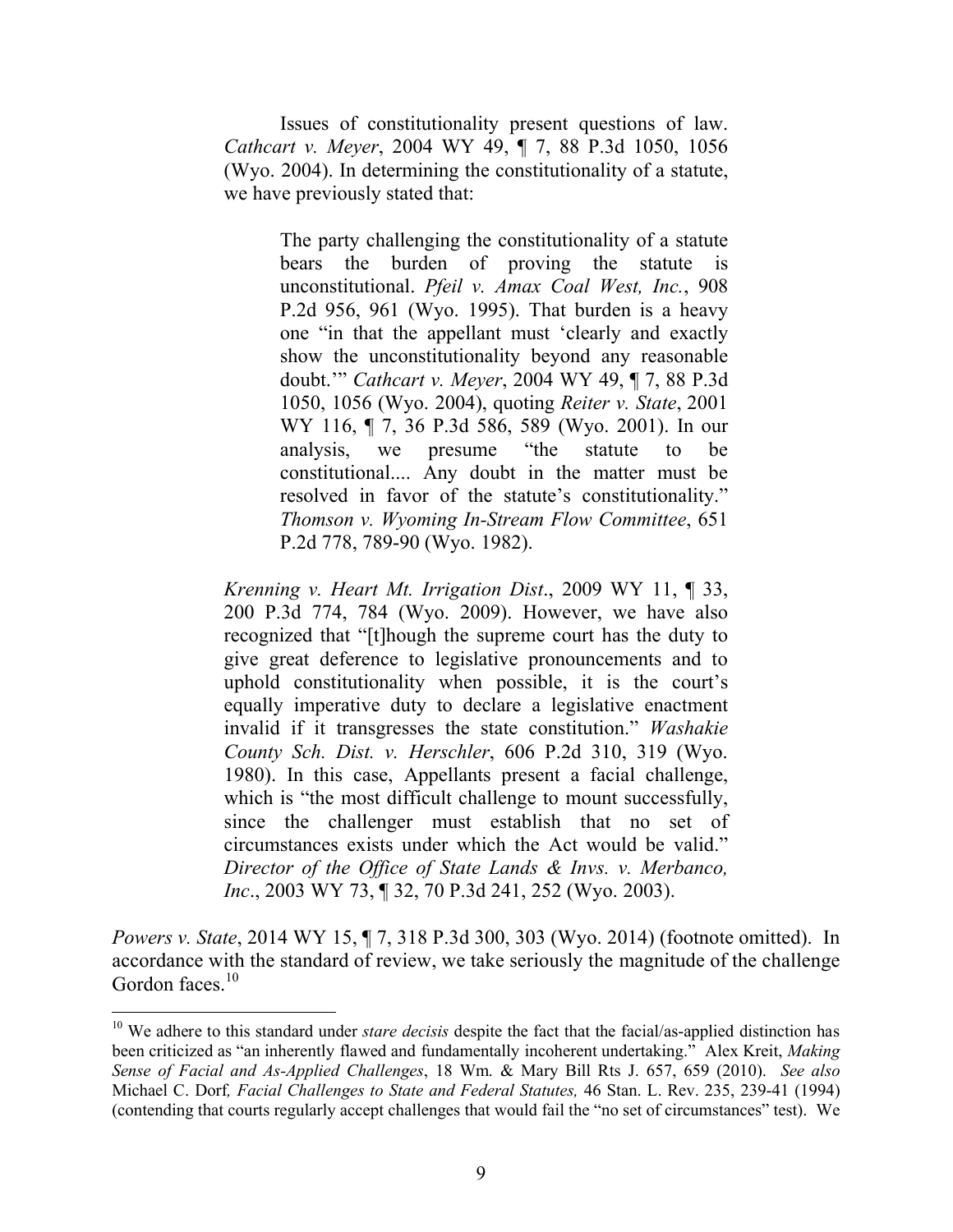Issues of constitutionality present questions of law. *Cathcart v. Meyer*, 2004 WY 49, ¶ 7, 88 P.3d 1050, 1056 (Wyo. 2004). In determining the constitutionality of a statute, we have previously stated that:

> The party challenging the constitutionality of a statute bears the burden of proving the statute is unconstitutional. *Pfeil v. Amax Coal West, Inc.*, 908 P.2d 956, 961 (Wyo. 1995). That burden is a heavy one "in that the appellant must 'clearly and exactly show the unconstitutionality beyond any reasonable doubt.'" *Cathcart v. Meyer*, 2004 WY 49, ¶ 7, 88 P.3d 1050, 1056 (Wyo. 2004), quoting *Reiter v. State*, 2001 WY 116, ¶ 7, 36 P.3d 586, 589 (Wyo. 2001). In our analysis, we presume "the statute to be constitutional.... Any doubt in the matter must be resolved in favor of the statute's constitutionality." *Thomson v. Wyoming In-Stream Flow Committee*, 651 P.2d 778, 789-90 (Wyo. 1982).
>
> *Krenning v. Heart Mt. Irrigation Dist*., 2009 WY 11, ¶ 33, 200 P.3d 774, 784 (Wyo. 2009). However, we have also recognized that "[t]hough the supreme court has the duty to give great deference to legislative pronouncements and to uphold constitutionality when possible, it is the court's equally imperative duty to declare a legislative enactment invalid if it transgresses the state constitution." *Washakie County Sch. Dist. v. Herschler*, 606 P.2d 310, 319 (Wyo. 1980). In this case, Appellants present a facial challenge, which is "the most difficult challenge to mount successfully, since the challenger must establish that no set of circumstances exists under which the Act would be valid." *Director of the Office of State Lands & Invs. v. Merbanco, Inc*., 2003 WY 73, ¶ 32, 70 P.3d 241, 252 (Wyo. 2003).

*Powers v. State*, 2014 WY 15, ¶ 7, 318 P.3d 300, 303 (Wyo. 2014) (footnote omitted). In accordance with the standard of review, we take seriously the magnitude of the challenge Gordon faces.[10]

---

[10] We adhere to this standard under *stare decisis* despite the fact that the facial/as-applied distinction has been criticized as "an inherently flawed and fundamentally incoherent undertaking." Alex Kreit, *Making Sense of Facial and As-Applied Challenges*, 18 Wm. & Mary Bill Rts J. 657, 659 (2010). *See also* Michael C. Dorf*, Facial Challenges to State and Federal Statutes,* 46 Stan. L. Rev. 235, 239-41 (1994) (contending that courts regularly accept challenges that would fail the "no set of circumstances" test). We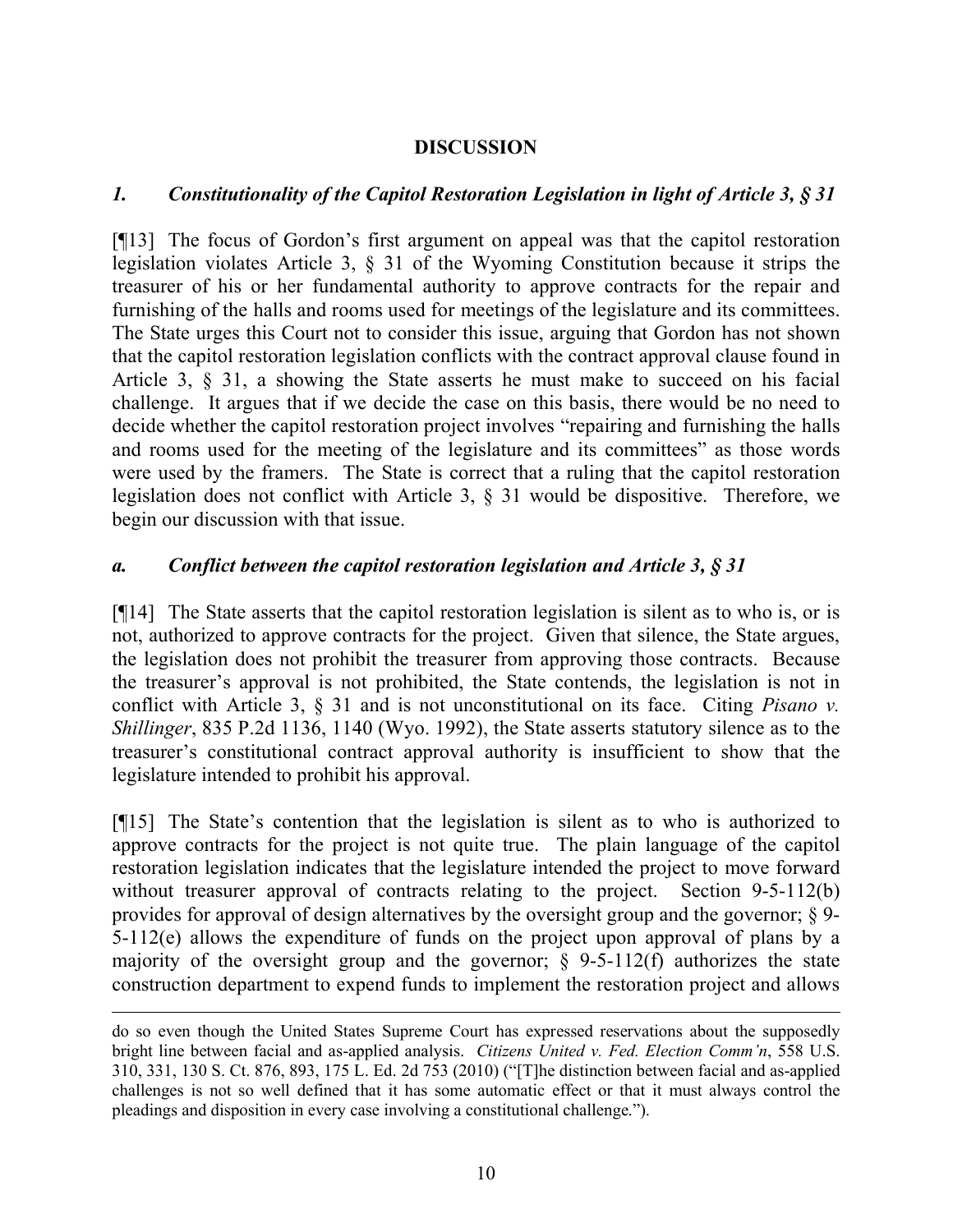## DISCUSSION

### *1. Constitutionality of the Capitol Restoration Legislation in light of Article 3, § 31*

[¶13] The focus of Gordon's first argument on appeal was that the capitol restoration legislation violates Article 3, § 31 of the Wyoming Constitution because it strips the treasurer of his or her fundamental authority to approve contracts for the repair and furnishing of the halls and rooms used for meetings of the legislature and its committees. The State urges this Court not to consider this issue, arguing that Gordon has not shown that the capitol restoration legislation conflicts with the contract approval clause found in Article 3, § 31, a showing the State asserts he must make to succeed on his facial challenge. It argues that if we decide the case on this basis, there would be no need to decide whether the capitol restoration project involves "repairing and furnishing the halls and rooms used for the meeting of the legislature and its committees" as those words were used by the framers. The State is correct that a ruling that the capitol restoration legislation does not conflict with Article 3, § 31 would be dispositive. Therefore, we begin our discussion with that issue.

### *a. Conflict between the capitol restoration legislation and Article 3, § 31*

[¶14] The State asserts that the capitol restoration legislation is silent as to who is, or is not, authorized to approve contracts for the project. Given that silence, the State argues, the legislation does not prohibit the treasurer from approving those contracts. Because the treasurer's approval is not prohibited, the State contends, the legislation is not in conflict with Article 3, § 31 and is not unconstitutional on its face. Citing *Pisano v. Shillinger*, 835 P.2d 1136, 1140 (Wyo. 1992), the State asserts statutory silence as to the treasurer's constitutional contract approval authority is insufficient to show that the legislature intended to prohibit his approval.

[¶15] The State's contention that the legislation is silent as to who is authorized to approve contracts for the project is not quite true. The plain language of the capitol restoration legislation indicates that the legislature intended the project to move forward without treasurer approval of contracts relating to the project. Section 9-5-112(b) provides for approval of design alternatives by the oversight group and the governor; § 9-5-112(e) allows the expenditure of funds on the project upon approval of plans by a majority of the oversight group and the governor; § 9-5-112(f) authorizes the state construction department to expend funds to implement the restoration project and allows

---

do so even though the United States Supreme Court has expressed reservations about the supposedly bright line between facial and as-applied analysis. *Citizens United v. Fed. Election Comm'n*, 558 U.S. 310, 331, 130 S. Ct. 876, 893, 175 L. Ed. 2d 753 (2010) ("[T]he distinction between facial and as-applied challenges is not so well defined that it has some automatic effect or that it must always control the pleadings and disposition in every case involving a constitutional challenge.").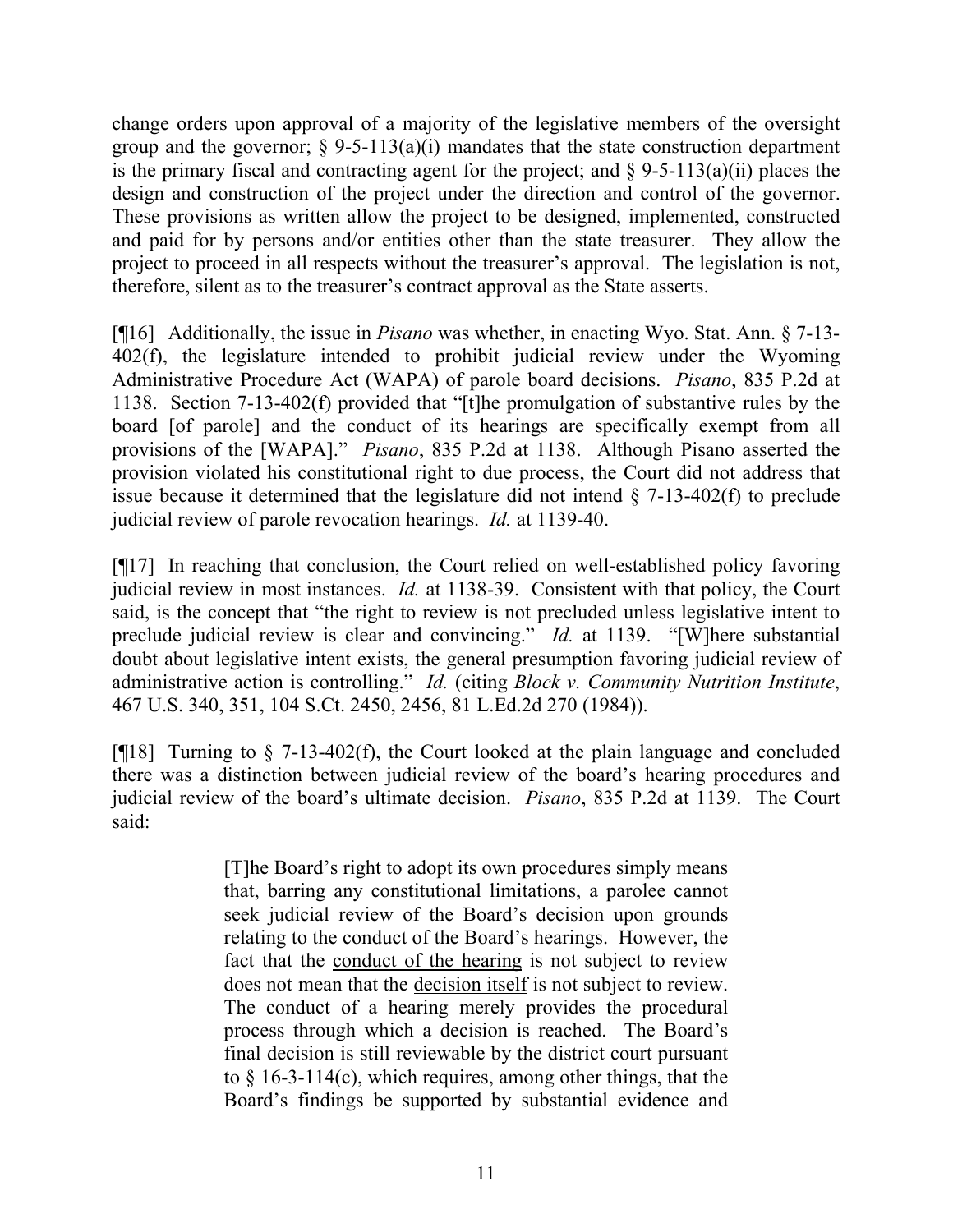change orders upon approval of a majority of the legislative members of the oversight group and the governor; § 9-5-113(a)(i) mandates that the state construction department is the primary fiscal and contracting agent for the project; and § 9-5-113(a)(ii) places the design and construction of the project under the direction and control of the governor. These provisions as written allow the project to be designed, implemented, constructed and paid for by persons and/or entities other than the state treasurer. They allow the project to proceed in all respects without the treasurer's approval. The legislation is not, therefore, silent as to the treasurer's contract approval as the State asserts.

[¶16] Additionally, the issue in *Pisano* was whether, in enacting Wyo. Stat. Ann. § 7-13-402(f), the legislature intended to prohibit judicial review under the Wyoming Administrative Procedure Act (WAPA) of parole board decisions. *Pisano*, 835 P.2d at 1138. Section 7-13-402(f) provided that "[t]he promulgation of substantive rules by the board [of parole] and the conduct of its hearings are specifically exempt from all provisions of the [WAPA]." *Pisano*, 835 P.2d at 1138. Although Pisano asserted the provision violated his constitutional right to due process, the Court did not address that issue because it determined that the legislature did not intend § 7-13-402(f) to preclude judicial review of parole revocation hearings. *Id.* at 1139-40.

[¶17] In reaching that conclusion, the Court relied on well-established policy favoring judicial review in most instances. *Id.* at 1138-39. Consistent with that policy, the Court said, is the concept that "the right to review is not precluded unless legislative intent to preclude judicial review is clear and convincing." *Id.* at 1139. "[W]here substantial doubt about legislative intent exists, the general presumption favoring judicial review of administrative action is controlling." *Id.* (citing *Block v. Community Nutrition Institute*, 467 U.S. 340, 351, 104 S.Ct. 2450, 2456, 81 L.Ed.2d 270 (1984)).

[¶18] Turning to § 7-13-402(f), the Court looked at the plain language and concluded there was a distinction between judicial review of the board's hearing procedures and judicial review of the board's ultimate decision. *Pisano*, 835 P.2d at 1139. The Court said:

> [T]he Board's right to adopt its own procedures simply means that, barring any constitutional limitations, a parolee cannot seek judicial review of the Board's decision upon grounds relating to the conduct of the Board's hearings. However, the fact that the conduct of the hearing is not subject to review does not mean that the decision itself is not subject to review. The conduct of a hearing merely provides the procedural process through which a decision is reached. The Board's final decision is still reviewable by the district court pursuant to § 16-3-114(c), which requires, among other things, that the Board's findings be supported by substantial evidence and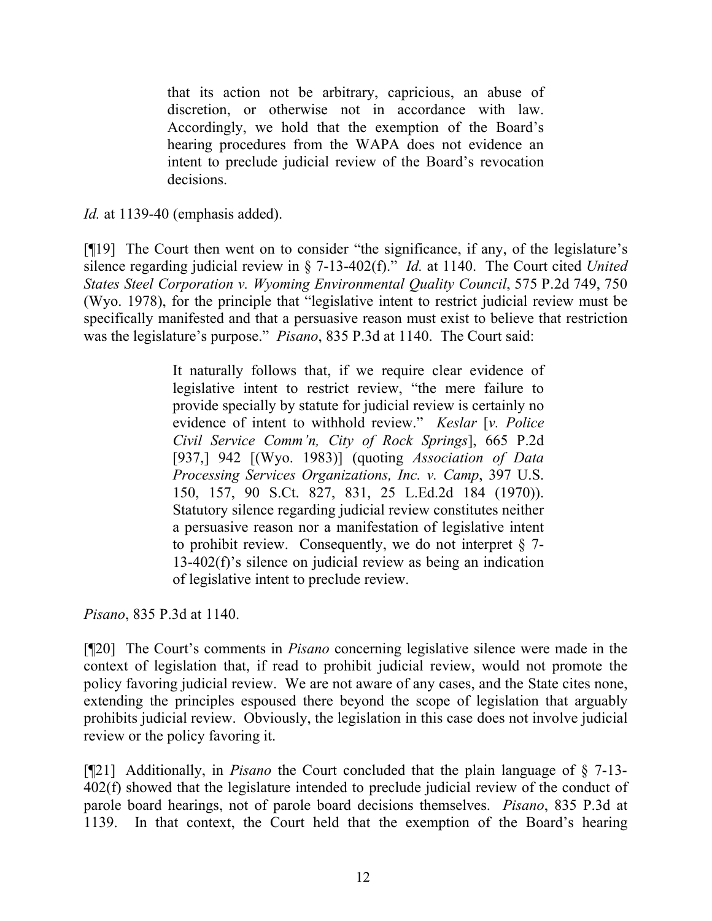> that its action not be arbitrary, capricious, an abuse of discretion, or otherwise not in accordance with law. Accordingly, we hold that the exemption of the Board's hearing procedures from the WAPA does not evidence an intent to preclude judicial review of the Board's revocation decisions.

*Id.* at 1139-40 (emphasis added).

[¶19] The Court then went on to consider "the significance, if any, of the legislature's silence regarding judicial review in § 7-13-402(f)." *Id.* at 1140. The Court cited *United States Steel Corporation v. Wyoming Environmental Quality Council*, 575 P.2d 749, 750 (Wyo. 1978), for the principle that "legislative intent to restrict judicial review must be specifically manifested and that a persuasive reason must exist to believe that restriction was the legislature's purpose." *Pisano*, 835 P.3d at 1140. The Court said:

> It naturally follows that, if we require clear evidence of legislative intent to restrict review, "the mere failure to provide specially by statute for judicial review is certainly no evidence of intent to withhold review." *Keslar* [*v. Police Civil Service Comm'n, City of Rock Springs*], 665 P.2d [937,] 942 [(Wyo. 1983)] (quoting *Association of Data Processing Services Organizations, Inc. v. Camp*, 397 U.S. 150, 157, 90 S.Ct. 827, 831, 25 L.Ed.2d 184 (1970)). Statutory silence regarding judicial review constitutes neither a persuasive reason nor a manifestation of legislative intent to prohibit review. Consequently, we do not interpret § 7-13-402(f)'s silence on judicial review as being an indication of legislative intent to preclude review.

*Pisano*, 835 P.3d at 1140.

[¶20] The Court's comments in *Pisano* concerning legislative silence were made in the context of legislation that, if read to prohibit judicial review, would not promote the policy favoring judicial review. We are not aware of any cases, and the State cites none, extending the principles espoused there beyond the scope of legislation that arguably prohibits judicial review. Obviously, the legislation in this case does not involve judicial review or the policy favoring it.

[¶21] Additionally, in *Pisano* the Court concluded that the plain language of § 7-13-402(f) showed that the legislature intended to preclude judicial review of the conduct of parole board hearings, not of parole board decisions themselves. *Pisano*, 835 P.3d at 1139. In that context, the Court held that the exemption of the Board's hearing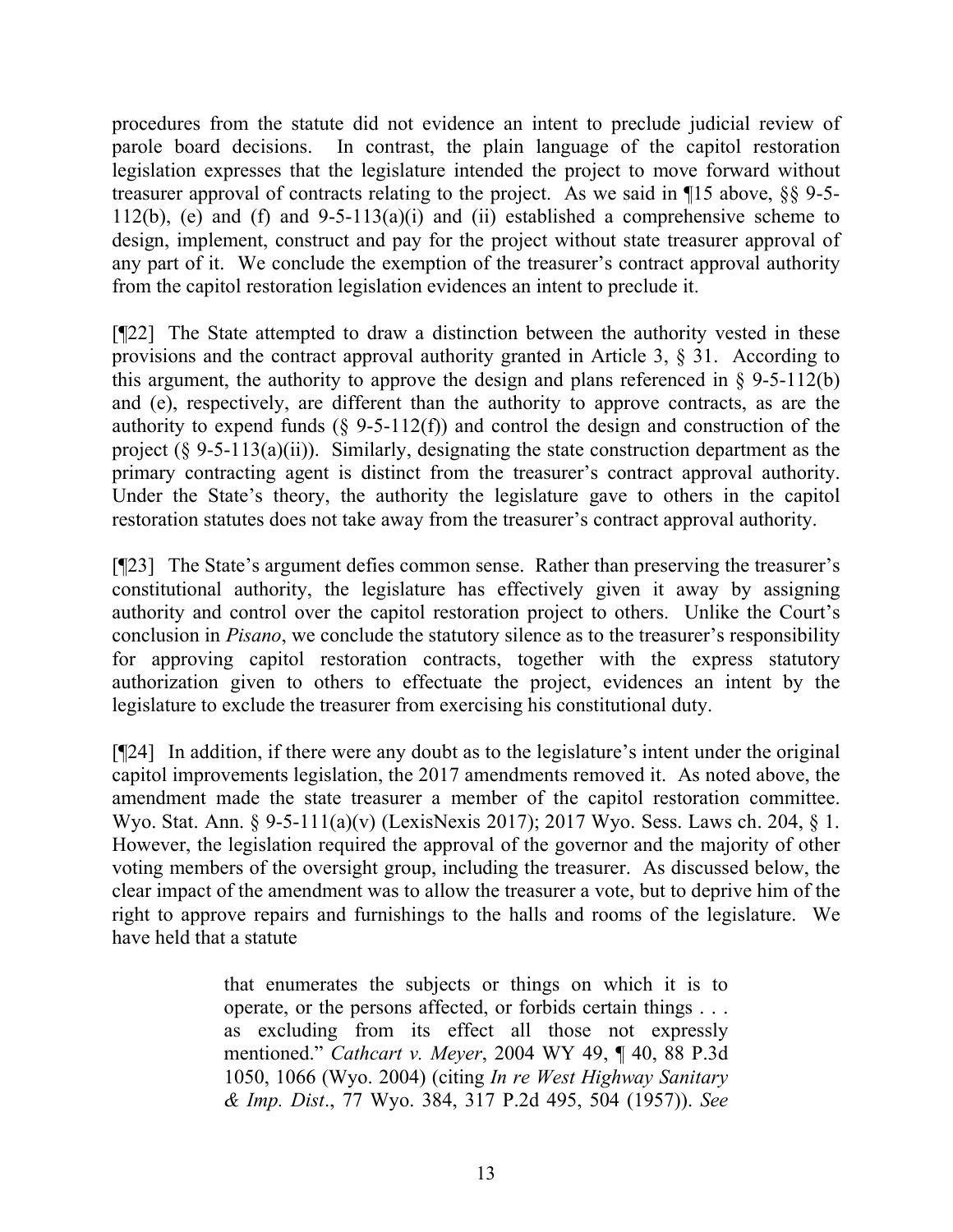procedures from the statute did not evidence an intent to preclude judicial review of parole board decisions. In contrast, the plain language of the capitol restoration legislation expresses that the legislature intended the project to move forward without treasurer approval of contracts relating to the project. As we said in ¶15 above, §§ 9-5-112(b), (e) and (f) and 9-5-113(a)(i) and (ii) established a comprehensive scheme to design, implement, construct and pay for the project without state treasurer approval of any part of it. We conclude the exemption of the treasurer's contract approval authority from the capitol restoration legislation evidences an intent to preclude it.

[¶22] The State attempted to draw a distinction between the authority vested in these provisions and the contract approval authority granted in Article 3, § 31. According to this argument, the authority to approve the design and plans referenced in § 9-5-112(b) and (e), respectively, are different than the authority to approve contracts, as are the authority to expend funds (§ 9-5-112(f)) and control the design and construction of the project (§ 9-5-113(a)(ii)). Similarly, designating the state construction department as the primary contracting agent is distinct from the treasurer's contract approval authority. Under the State's theory, the authority the legislature gave to others in the capitol restoration statutes does not take away from the treasurer's contract approval authority.

[¶23] The State's argument defies common sense. Rather than preserving the treasurer's constitutional authority, the legislature has effectively given it away by assigning authority and control over the capitol restoration project to others. Unlike the Court's conclusion in *Pisano*, we conclude the statutory silence as to the treasurer's responsibility for approving capitol restoration contracts, together with the express statutory authorization given to others to effectuate the project, evidences an intent by the legislature to exclude the treasurer from exercising his constitutional duty.

[¶24] In addition, if there were any doubt as to the legislature's intent under the original capitol improvements legislation, the 2017 amendments removed it. As noted above, the amendment made the state treasurer a member of the capitol restoration committee. Wyo. Stat. Ann. § 9-5-111(a)(v) (LexisNexis 2017); 2017 Wyo. Sess. Laws ch. 204, § 1. However, the legislation required the approval of the governor and the majority of other voting members of the oversight group, including the treasurer. As discussed below, the clear impact of the amendment was to allow the treasurer a vote, but to deprive him of the right to approve repairs and furnishings to the halls and rooms of the legislature. We have held that a statute

> that enumerates the subjects or things on which it is to operate, or the persons affected, or forbids certain things . . . as excluding from its effect all those not expressly mentioned." *Cathcart v. Meyer*, 2004 WY 49, ¶ 40, 88 P.3d 1050, 1066 (Wyo. 2004) (citing *In re West Highway Sanitary & Imp. Dist*., 77 Wyo. 384, 317 P.2d 495, 504 (1957)). *See*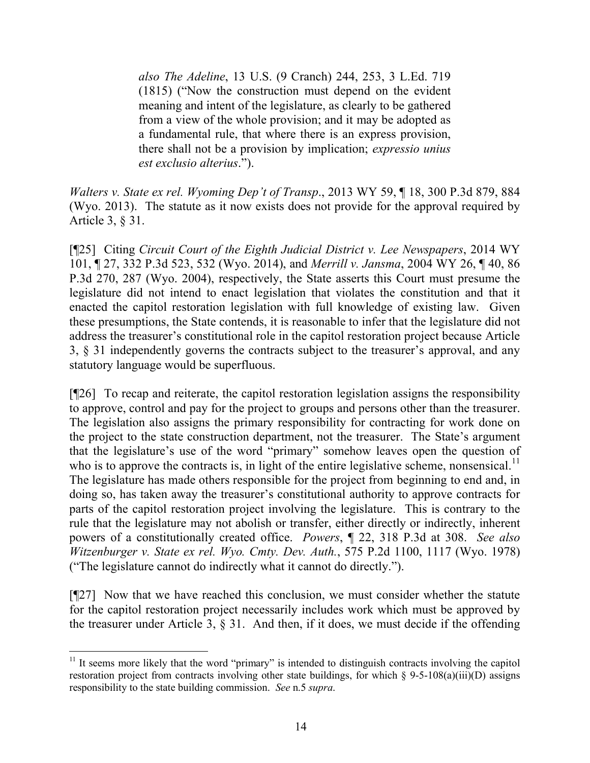> *also The Adeline*, 13 U.S. (9 Cranch) 244, 253, 3 L.Ed. 719 (1815) ("Now the construction must depend on the evident meaning and intent of the legislature, as clearly to be gathered from a view of the whole provision; and it may be adopted as a fundamental rule, that where there is an express provision, there shall not be a provision by implication; *expressio unius est exclusio alterius*.").

*Walters v. State ex rel. Wyoming Dep't of Transp*., 2013 WY 59, ¶ 18, 300 P.3d 879, 884 (Wyo. 2013). The statute as it now exists does not provide for the approval required by Article 3, § 31.

[¶25] Citing *Circuit Court of the Eighth Judicial District v. Lee Newspapers*, 2014 WY 101, ¶ 27, 332 P.3d 523, 532 (Wyo. 2014), and *Merrill v. Jansma*, 2004 WY 26, ¶ 40, 86 P.3d 270, 287 (Wyo. 2004), respectively, the State asserts this Court must presume the legislature did not intend to enact legislation that violates the constitution and that it enacted the capitol restoration legislation with full knowledge of existing law. Given these presumptions, the State contends, it is reasonable to infer that the legislature did not address the treasurer's constitutional role in the capitol restoration project because Article 3, § 31 independently governs the contracts subject to the treasurer's approval, and any statutory language would be superfluous.

[¶26] To recap and reiterate, the capitol restoration legislation assigns the responsibility to approve, control and pay for the project to groups and persons other than the treasurer. The legislation also assigns the primary responsibility for contracting for work done on the project to the state construction department, not the treasurer. The State's argument that the legislature's use of the word "primary" somehow leaves open the question of who is to approve the contracts is, in light of the entire legislative scheme, nonsensical.[11] The legislature has made others responsible for the project from beginning to end and, in doing so, has taken away the treasurer's constitutional authority to approve contracts for parts of the capitol restoration project involving the legislature. This is contrary to the rule that the legislature may not abolish or transfer, either directly or indirectly, inherent powers of a constitutionally created office. *Powers*, ¶ 22, 318 P.3d at 308. *See also Witzenburger v. State ex rel. Wyo. Cmty. Dev. Auth.*, 575 P.2d 1100, 1117 (Wyo. 1978) ("The legislature cannot do indirectly what it cannot do directly.").

[¶27] Now that we have reached this conclusion, we must consider whether the statute for the capitol restoration project necessarily includes work which must be approved by the treasurer under Article 3, § 31. And then, if it does, we must decide if the offending

---

[11] It seems more likely that the word "primary" is intended to distinguish contracts involving the capitol restoration project from contracts involving other state buildings, for which § 9-5-108(a)(iii)(D) assigns responsibility to the state building commission. *See* n.5 *supra*.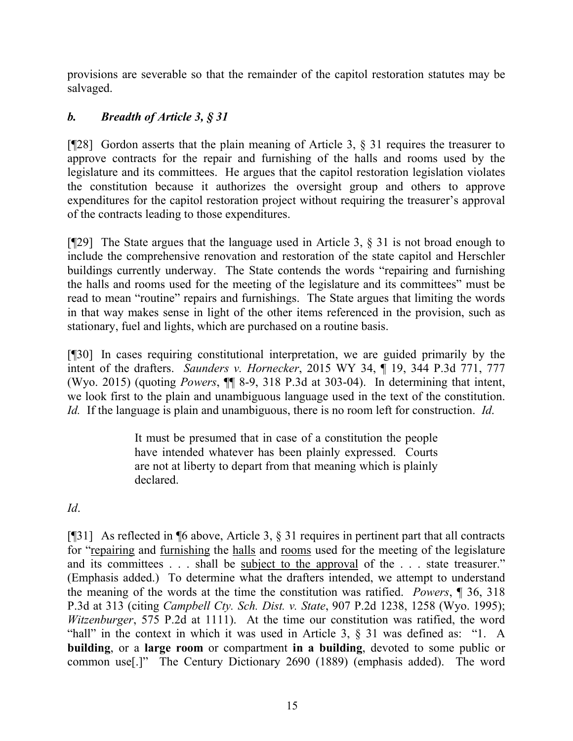provisions are severable so that the remainder of the capitol restoration statutes may be salvaged.

### *b. Breadth of Article 3, § 31*

[¶28] Gordon asserts that the plain meaning of Article 3, § 31 requires the treasurer to approve contracts for the repair and furnishing of the halls and rooms used by the legislature and its committees. He argues that the capitol restoration legislation violates the constitution because it authorizes the oversight group and others to approve expenditures for the capitol restoration project without requiring the treasurer's approval of the contracts leading to those expenditures.

[¶29] The State argues that the language used in Article 3, § 31 is not broad enough to include the comprehensive renovation and restoration of the state capitol and Herschler buildings currently underway. The State contends the words "repairing and furnishing the halls and rooms used for the meeting of the legislature and its committees" must be read to mean "routine" repairs and furnishings. The State argues that limiting the words in that way makes sense in light of the other items referenced in the provision, such as stationary, fuel and lights, which are purchased on a routine basis.

[¶30] In cases requiring constitutional interpretation, we are guided primarily by the intent of the drafters. *Saunders v. Hornecker*, 2015 WY 34, ¶ 19, 344 P.3d 771, 777 (Wyo. 2015) (quoting *Powers*, ¶¶ 8-9, 318 P.3d at 303-04). In determining that intent, we look first to the plain and unambiguous language used in the text of the constitution. *Id.* If the language is plain and unambiguous, there is no room left for construction. *Id.*

> It must be presumed that in case of a constitution the people have intended whatever has been plainly expressed. Courts are not at liberty to depart from that meaning which is plainly declared.

*Id*.

[¶31] As reflected in ¶6 above, Article 3, § 31 requires in pertinent part that all contracts for "<u>repairing</u> and <u>furnishing</u> the <u>halls</u> and <u>rooms</u> used for the meeting of the legislature and its committees . . . shall be <u>subject to the approval</u> of the . . . state treasurer." (Emphasis added.) To determine what the drafters intended, we attempt to understand the meaning of the words at the time the constitution was ratified. *Powers*, ¶ 36, 318 P.3d at 313 (citing *Campbell Cty. Sch. Dist. v. State*, 907 P.2d 1238, 1258 (Wyo. 1995); *Witzenburger*, 575 P.2d at 1111). At the time our constitution was ratified, the word "hall" in the context in which it was used in Article 3, § 31 was defined as: "1. A **building**, or a **large room** or compartment **in a building**, devoted to some public or common use[.]" The Century Dictionary 2690 (1889) (emphasis added). The word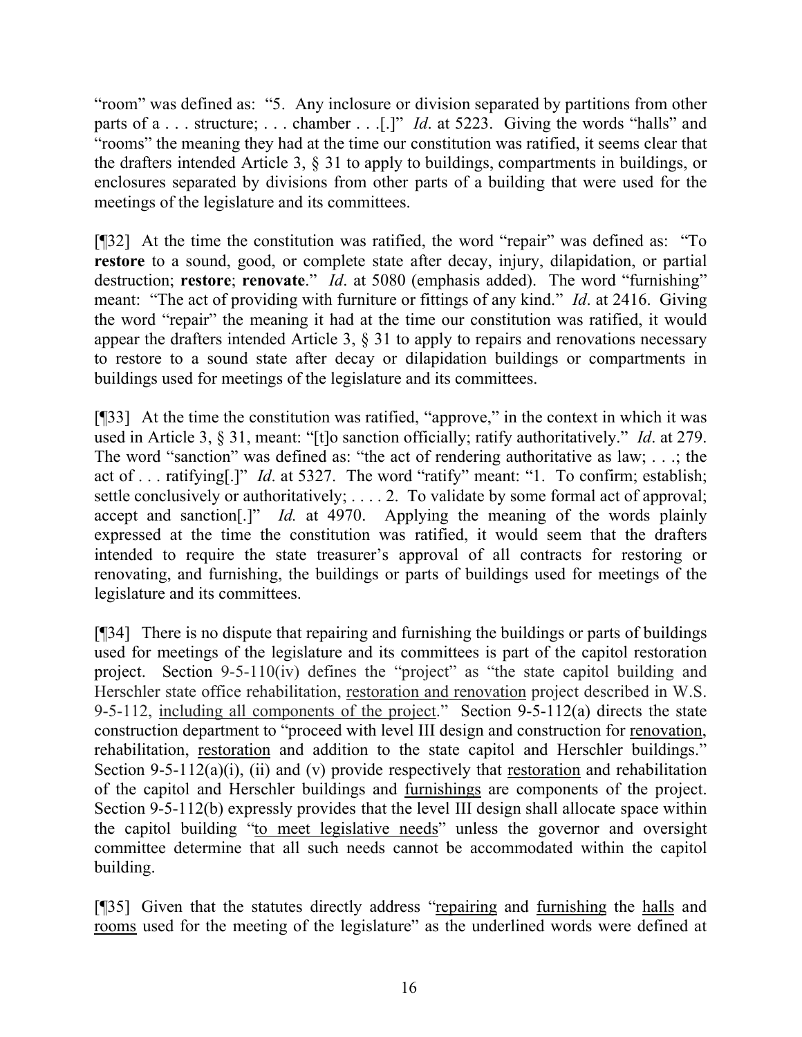"room" was defined as: "5. Any inclosure or division separated by partitions from other parts of a . . . structure; . . . chamber . . .[.]" *Id*. at 5223. Giving the words "halls" and "rooms" the meaning they had at the time our constitution was ratified, it seems clear that the drafters intended Article 3, § 31 to apply to buildings, compartments in buildings, or enclosures separated by divisions from other parts of a building that were used for the meetings of the legislature and its committees.

[¶32] At the time the constitution was ratified, the word "repair" was defined as: "To **restore** to a sound, good, or complete state after decay, injury, dilapidation, or partial destruction; **restore**; **renovate**." *Id*. at 5080 (emphasis added). The word "furnishing" meant: "The act of providing with furniture or fittings of any kind." *Id*. at 2416. Giving the word "repair" the meaning it had at the time our constitution was ratified, it would appear the drafters intended Article 3, § 31 to apply to repairs and renovations necessary to restore to a sound state after decay or dilapidation buildings or compartments in buildings used for meetings of the legislature and its committees.

[¶33] At the time the constitution was ratified, "approve," in the context in which it was used in Article 3, § 31, meant: "[t]o sanction officially; ratify authoritatively." *Id*. at 279. The word "sanction" was defined as: "the act of rendering authoritative as law; . . .; the act of . . . ratifying[.]" *Id*. at 5327. The word "ratify" meant: "1. To confirm; establish; settle conclusively or authoritatively; . . . . 2. To validate by some formal act of approval; accept and sanction[.]" *Id.* at 4970. Applying the meaning of the words plainly expressed at the time the constitution was ratified, it would seem that the drafters intended to require the state treasurer's approval of all contracts for restoring or renovating, and furnishing, the buildings or parts of buildings used for meetings of the legislature and its committees.

[¶34] There is no dispute that repairing and furnishing the buildings or parts of buildings used for meetings of the legislature and its committees is part of the capitol restoration project. Section 9-5-110(iv) defines the "project" as "the state capitol building and Herschler state office rehabilitation, <u>restoration and renovation</u> project described in W.S. 9-5-112, <u>including all components of the project</u>." Section 9-5-112(a) directs the state construction department to "proceed with level III design and construction for <u>renovation</u>, rehabilitation, <u>restoration</u> and addition to the state capitol and Herschler buildings." Section 9-5-112(a)(i), (ii) and (v) provide respectively that <u>restoration</u> and rehabilitation of the capitol and Herschler buildings and <u>furnishings</u> are components of the project. Section 9-5-112(b) expressly provides that the level III design shall allocate space within the capitol building "<u>to meet legislative needs</u>" unless the governor and oversight committee determine that all such needs cannot be accommodated within the capitol building.

[¶35] Given that the statutes directly address "<u>repairing</u> and <u>furnishing</u> the <u>halls</u> and <u>rooms</u> used for the meeting of the legislature" as the underlined words were defined at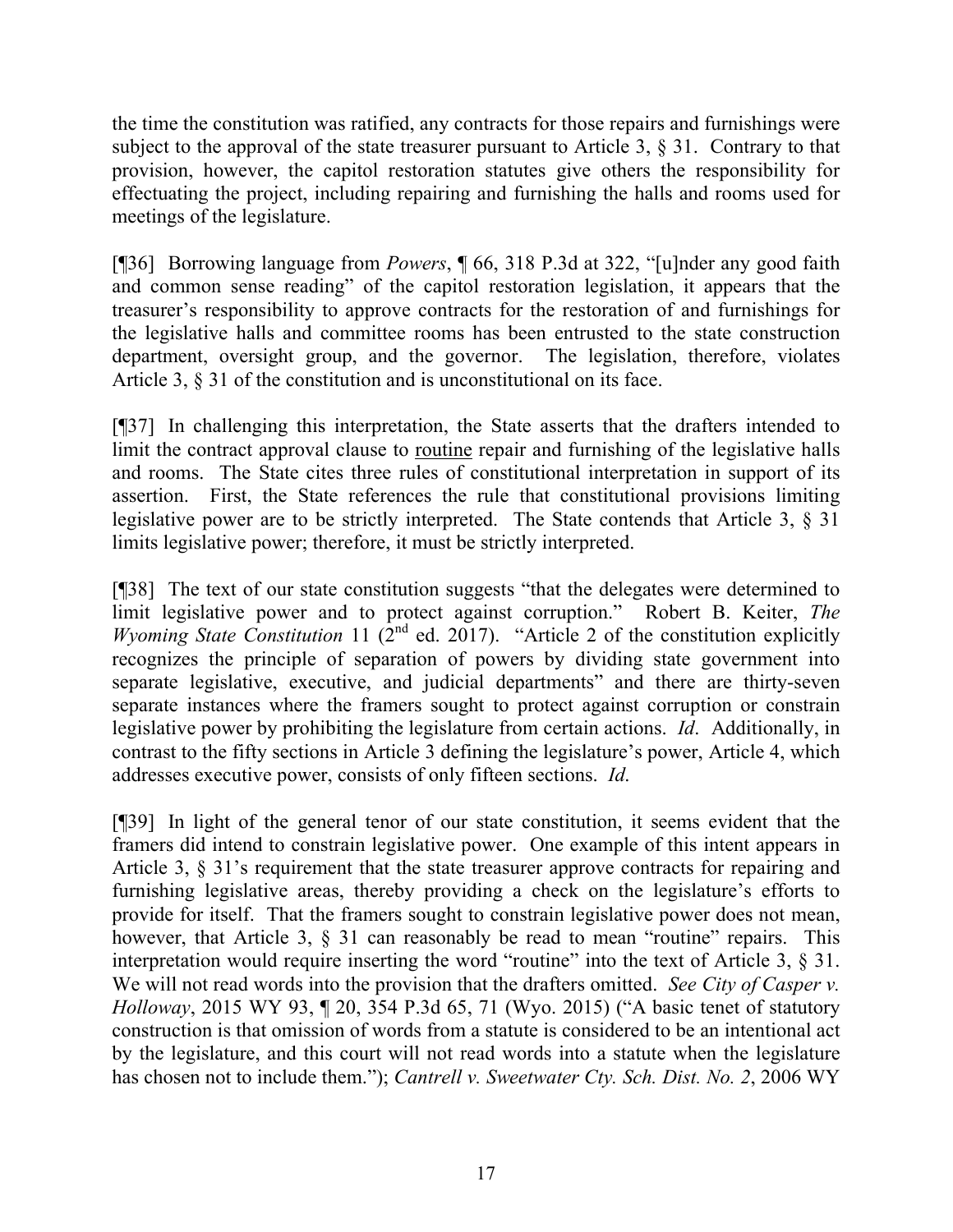the time the constitution was ratified, any contracts for those repairs and furnishings were subject to the approval of the state treasurer pursuant to Article 3, § 31. Contrary to that provision, however, the capitol restoration statutes give others the responsibility for effectuating the project, including repairing and furnishing the halls and rooms used for meetings of the legislature.

[¶36] Borrowing language from *Powers*, ¶ 66, 318 P.3d at 322, "[u]nder any good faith and common sense reading" of the capitol restoration legislation, it appears that the treasurer's responsibility to approve contracts for the restoration of and furnishings for the legislative halls and committee rooms has been entrusted to the state construction department, oversight group, and the governor. The legislation, therefore, violates Article 3, § 31 of the constitution and is unconstitutional on its face.

[¶37] In challenging this interpretation, the State asserts that the drafters intended to limit the contract approval clause to <u>routine</u> repair and furnishing of the legislative halls and rooms. The State cites three rules of constitutional interpretation in support of its assertion. First, the State references the rule that constitutional provisions limiting legislative power are to be strictly interpreted. The State contends that Article 3, § 31 limits legislative power; therefore, it must be strictly interpreted.

[¶38] The text of our state constitution suggests "that the delegates were determined to limit legislative power and to protect against corruption." Robert B. Keiter, *The Wyoming State Constitution* 11 (2nd ed. 2017). "Article 2 of the constitution explicitly recognizes the principle of separation of powers by dividing state government into separate legislative, executive, and judicial departments" and there are thirty-seven separate instances where the framers sought to protect against corruption or constrain legislative power by prohibiting the legislature from certain actions. *Id*. Additionally, in contrast to the fifty sections in Article 3 defining the legislature's power, Article 4, which addresses executive power, consists of only fifteen sections. *Id*.

[¶39] In light of the general tenor of our state constitution, it seems evident that the framers did intend to constrain legislative power. One example of this intent appears in Article 3, § 31's requirement that the state treasurer approve contracts for repairing and furnishing legislative areas, thereby providing a check on the legislature's efforts to provide for itself. That the framers sought to constrain legislative power does not mean, however, that Article 3, § 31 can reasonably be read to mean "routine" repairs. This interpretation would require inserting the word "routine" into the text of Article 3, § 31. We will not read words into the provision that the drafters omitted. *See City of Casper v. Holloway*, 2015 WY 93, ¶ 20, 354 P.3d 65, 71 (Wyo. 2015) ("A basic tenet of statutory construction is that omission of words from a statute is considered to be an intentional act by the legislature, and this court will not read words into a statute when the legislature has chosen not to include them."); *Cantrell v. Sweetwater Cty. Sch. Dist. No. 2*, 2006 WY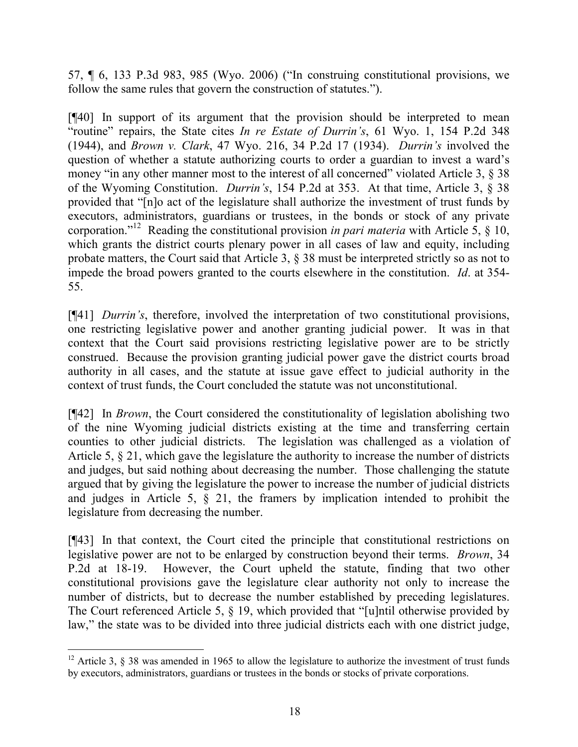57, ¶ 6, 133 P.3d 983, 985 (Wyo. 2006) ("In construing constitutional provisions, we follow the same rules that govern the construction of statutes.").

[¶40] In support of its argument that the provision should be interpreted to mean "routine" repairs, the State cites *In re Estate of Durrin's*, 61 Wyo. 1, 154 P.2d 348 (1944), and *Brown v. Clark*, 47 Wyo. 216, 34 P.2d 17 (1934). *Durrin's* involved the question of whether a statute authorizing courts to order a guardian to invest a ward's money "in any other manner most to the interest of all concerned" violated Article 3, § 38 of the Wyoming Constitution. *Durrin's*, 154 P.2d at 353. At that time, Article 3, § 38 provided that "[n]o act of the legislature shall authorize the investment of trust funds by executors, administrators, guardians or trustees, in the bonds or stock of any private corporation."[12] Reading the constitutional provision *in pari materia* with Article 5, § 10, which grants the district courts plenary power in all cases of law and equity, including probate matters, the Court said that Article 3, § 38 must be interpreted strictly so as not to impede the broad powers granted to the courts elsewhere in the constitution. *Id*. at 354-55.

[¶41] *Durrin's*, therefore, involved the interpretation of two constitutional provisions, one restricting legislative power and another granting judicial power. It was in that context that the Court said provisions restricting legislative power are to be strictly construed. Because the provision granting judicial power gave the district courts broad authority in all cases, and the statute at issue gave effect to judicial authority in the context of trust funds, the Court concluded the statute was not unconstitutional.

[¶42] In *Brown*, the Court considered the constitutionality of legislation abolishing two of the nine Wyoming judicial districts existing at the time and transferring certain counties to other judicial districts. The legislation was challenged as a violation of Article 5, § 21, which gave the legislature the authority to increase the number of districts and judges, but said nothing about decreasing the number. Those challenging the statute argued that by giving the legislature the power to increase the number of judicial districts and judges in Article 5, § 21, the framers by implication intended to prohibit the legislature from decreasing the number.

[¶43] In that context, the Court cited the principle that constitutional restrictions on legislative power are not to be enlarged by construction beyond their terms. *Brown*, 34 P.2d at 18-19. However, the Court upheld the statute, finding that two other constitutional provisions gave the legislature clear authority not only to increase the number of districts, but to decrease the number established by preceding legislatures. The Court referenced Article 5, § 19, which provided that "[u]ntil otherwise provided by law," the state was to be divided into three judicial districts each with one district judge,

---

[12] Article 3, § 38 was amended in 1965 to allow the legislature to authorize the investment of trust funds by executors, administrators, guardians or trustees in the bonds or stocks of private corporations.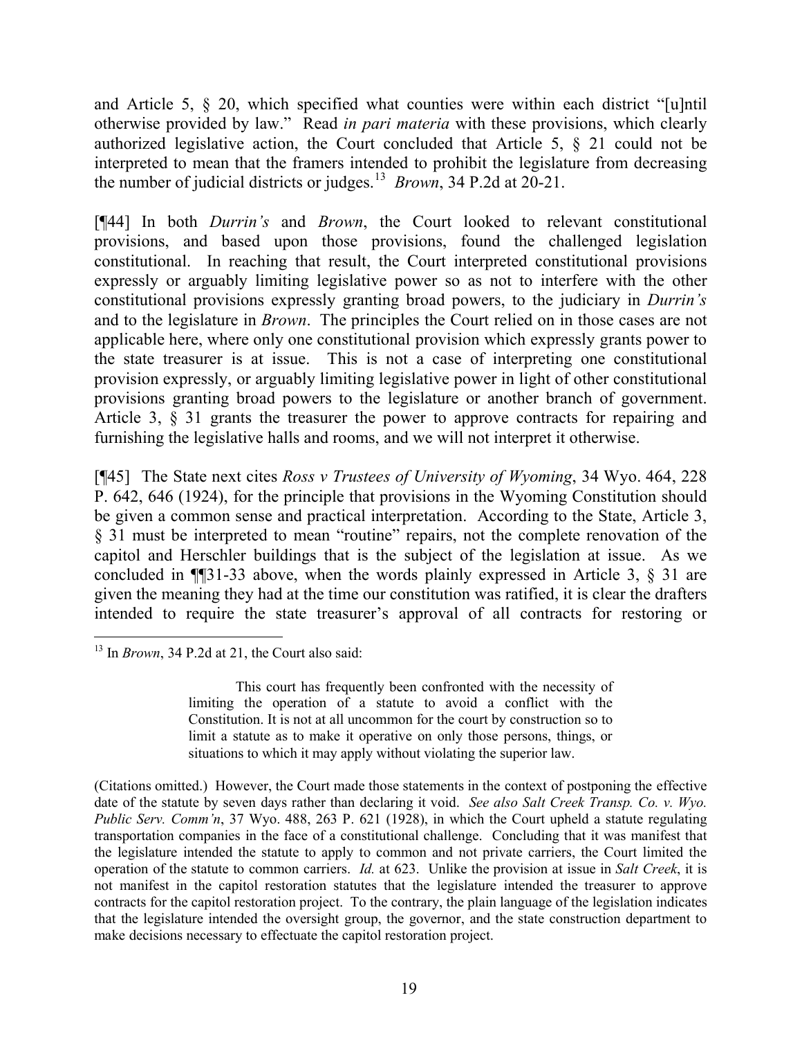and Article 5, § 20, which specified what counties were within each district "[u]ntil otherwise provided by law." Read *in pari materia* with these provisions, which clearly authorized legislative action, the Court concluded that Article 5, § 21 could not be interpreted to mean that the framers intended to prohibit the legislature from decreasing the number of judicial districts or judges.[13] *Brown*, 34 P.2d at 20-21.

[¶44] In both *Durrin's* and *Brown*, the Court looked to relevant constitutional provisions, and based upon those provisions, found the challenged legislation constitutional. In reaching that result, the Court interpreted constitutional provisions expressly or arguably limiting legislative power so as not to interfere with the other constitutional provisions expressly granting broad powers, to the judiciary in *Durrin's* and to the legislature in *Brown*. The principles the Court relied on in those cases are not applicable here, where only one constitutional provision which expressly grants power to the state treasurer is at issue. This is not a case of interpreting one constitutional provision expressly, or arguably limiting legislative power in light of other constitutional provisions granting broad powers to the legislature or another branch of government. Article 3, § 31 grants the treasurer the power to approve contracts for repairing and furnishing the legislative halls and rooms, and we will not interpret it otherwise.

[¶45] The State next cites *Ross v Trustees of University of Wyoming*, 34 Wyo. 464, 228 P. 642, 646 (1924), for the principle that provisions in the Wyoming Constitution should be given a common sense and practical interpretation. According to the State, Article 3, § 31 must be interpreted to mean "routine" repairs, not the complete renovation of the capitol and Herschler buildings that is the subject of the legislation at issue. As we concluded in ¶¶31-33 above, when the words plainly expressed in Article 3, § 31 are given the meaning they had at the time our constitution was ratified, it is clear the drafters intended to require the state treasurer's approval of all contracts for restoring or

---

[13] In *Brown*, 34 P.2d at 21, the Court also said:

> This court has frequently been confronted with the necessity of limiting the operation of a statute to avoid a conflict with the Constitution. It is not at all uncommon for the court by construction so to limit a statute as to make it operative on only those persons, things, or situations to which it may apply without violating the superior law.

(Citations omitted.) However, the Court made those statements in the context of postponing the effective date of the statute by seven days rather than declaring it void. *See also Salt Creek Transp. Co. v. Wyo. Public Serv. Comm'n*, 37 Wyo. 488, 263 P. 621 (1928), in which the Court upheld a statute regulating transportation companies in the face of a constitutional challenge. Concluding that it was manifest that the legislature intended the statute to apply to common and not private carriers, the Court limited the operation of the statute to common carriers. *Id.* at 623. Unlike the provision at issue in *Salt Creek*, it is not manifest in the capitol restoration statutes that the legislature intended the treasurer to approve contracts for the capitol restoration project. To the contrary, the plain language of the legislation indicates that the legislature intended the oversight group, the governor, and the state construction department to make decisions necessary to effectuate the capitol restoration project.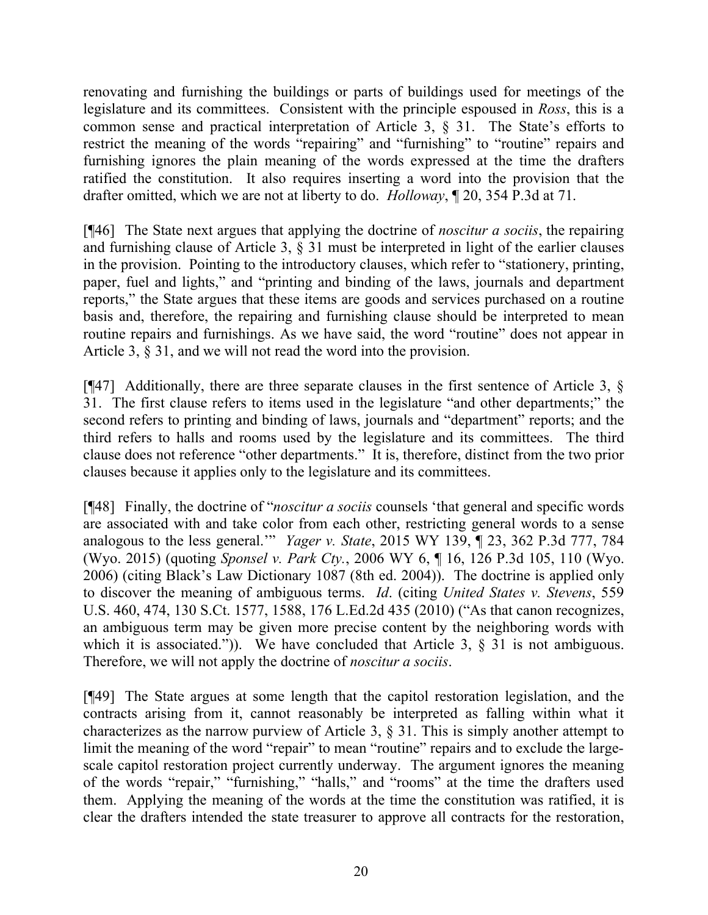renovating and furnishing the buildings or parts of buildings used for meetings of the legislature and its committees. Consistent with the principle espoused in *Ross*, this is a common sense and practical interpretation of Article 3, § 31. The State's efforts to restrict the meaning of the words "repairing" and "furnishing" to "routine" repairs and furnishing ignores the plain meaning of the words expressed at the time the drafters ratified the constitution. It also requires inserting a word into the provision that the drafter omitted, which we are not at liberty to do. *Holloway*, ¶ 20, 354 P.3d at 71.

[¶46] The State next argues that applying the doctrine of *noscitur a sociis*, the repairing and furnishing clause of Article 3, § 31 must be interpreted in light of the earlier clauses in the provision. Pointing to the introductory clauses, which refer to "stationery, printing, paper, fuel and lights," and "printing and binding of the laws, journals and department reports," the State argues that these items are goods and services purchased on a routine basis and, therefore, the repairing and furnishing clause should be interpreted to mean routine repairs and furnishings. As we have said, the word "routine" does not appear in Article 3, § 31, and we will not read the word into the provision.

[¶47] Additionally, there are three separate clauses in the first sentence of Article 3, § 31. The first clause refers to items used in the legislature "and other departments;" the second refers to printing and binding of laws, journals and "department" reports; and the third refers to halls and rooms used by the legislature and its committees. The third clause does not reference "other departments." It is, therefore, distinct from the two prior clauses because it applies only to the legislature and its committees.

[¶48] Finally, the doctrine of "*noscitur a sociis* counsels 'that general and specific words are associated with and take color from each other, restricting general words to a sense analogous to the less general.'" *Yager v. State*, 2015 WY 139, ¶ 23, 362 P.3d 777, 784 (Wyo. 2015) (quoting *Sponsel v. Park Cty.*, 2006 WY 6, ¶ 16, 126 P.3d 105, 110 (Wyo. 2006) (citing Black's Law Dictionary 1087 (8th ed. 2004)). The doctrine is applied only to discover the meaning of ambiguous terms. *Id*. (citing *United States v. Stevens*, 559 U.S. 460, 474, 130 S.Ct. 1577, 1588, 176 L.Ed.2d 435 (2010) ("As that canon recognizes, an ambiguous term may be given more precise content by the neighboring words with which it is associated.")). We have concluded that Article 3, § 31 is not ambiguous. Therefore, we will not apply the doctrine of *noscitur a sociis*.

[¶49] The State argues at some length that the capitol restoration legislation, and the contracts arising from it, cannot reasonably be interpreted as falling within what it characterizes as the narrow purview of Article 3, § 31. This is simply another attempt to limit the meaning of the word "repair" to mean "routine" repairs and to exclude the large-scale capitol restoration project currently underway. The argument ignores the meaning of the words "repair," "furnishing," "halls," and "rooms" at the time the drafters used them. Applying the meaning of the words at the time the constitution was ratified, it is clear the drafters intended the state treasurer to approve all contracts for the restoration,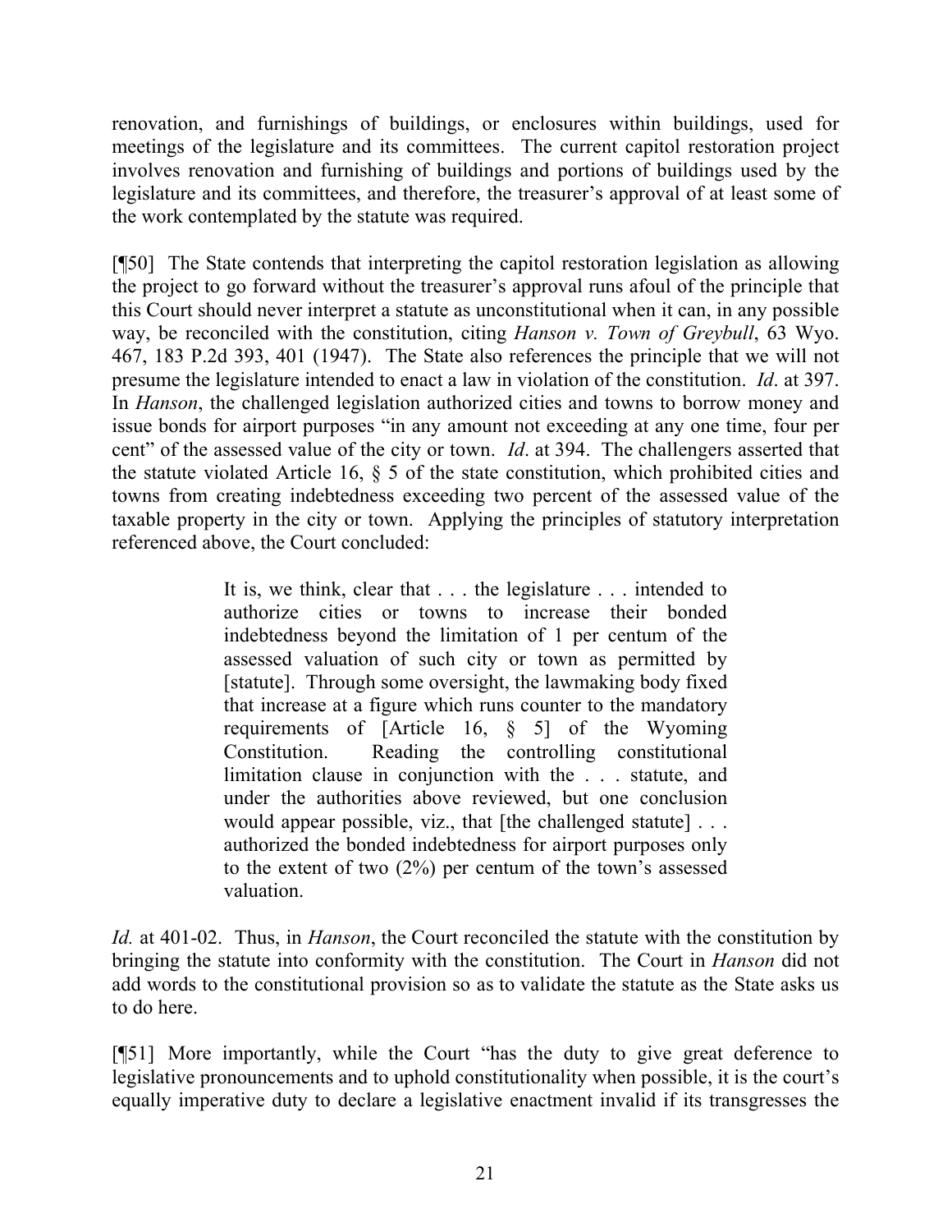renovation, and furnishings of buildings, or enclosures within buildings, used for meetings of the legislature and its committees. The current capitol restoration project involves renovation and furnishing of buildings and portions of buildings used by the legislature and its committees, and therefore, the treasurer's approval of at least some of the work contemplated by the statute was required.

[¶50] The State contends that interpreting the capitol restoration legislation as allowing the project to go forward without the treasurer's approval runs afoul of the principle that this Court should never interpret a statute as unconstitutional when it can, in any possible way, be reconciled with the constitution, citing *Hanson v. Town of Greybull*, 63 Wyo. 467, 183 P.2d 393, 401 (1947). The State also references the principle that we will not presume the legislature intended to enact a law in violation of the constitution. *Id*. at 397. In *Hanson*, the challenged legislation authorized cities and towns to borrow money and issue bonds for airport purposes "in any amount not exceeding at any one time, four per cent" of the assessed value of the city or town. *Id*. at 394. The challengers asserted that the statute violated Article 16, § 5 of the state constitution, which prohibited cities and towns from creating indebtedness exceeding two percent of the assessed value of the taxable property in the city or town. Applying the principles of statutory interpretation referenced above, the Court concluded:

> It is, we think, clear that . . . the legislature . . . intended to authorize cities or towns to increase their bonded indebtedness beyond the limitation of 1 per centum of the assessed valuation of such city or town as permitted by [statute]. Through some oversight, the lawmaking body fixed that increase at a figure which runs counter to the mandatory requirements of [Article 16, § 5] of the Wyoming Constitution. Reading the controlling constitutional limitation clause in conjunction with the . . . statute, and under the authorities above reviewed, but one conclusion would appear possible, viz., that [the challenged statute] . . . authorized the bonded indebtedness for airport purposes only to the extent of two (2%) per centum of the town's assessed valuation.

*Id.* at 401-02. Thus, in *Hanson*, the Court reconciled the statute with the constitution by bringing the statute into conformity with the constitution. The Court in *Hanson* did not add words to the constitutional provision so as to validate the statute as the State asks us to do here.

[¶51] More importantly, while the Court "has the duty to give great deference to legislative pronouncements and to uphold constitutionality when possible, it is the court's equally imperative duty to declare a legislative enactment invalid if its transgresses the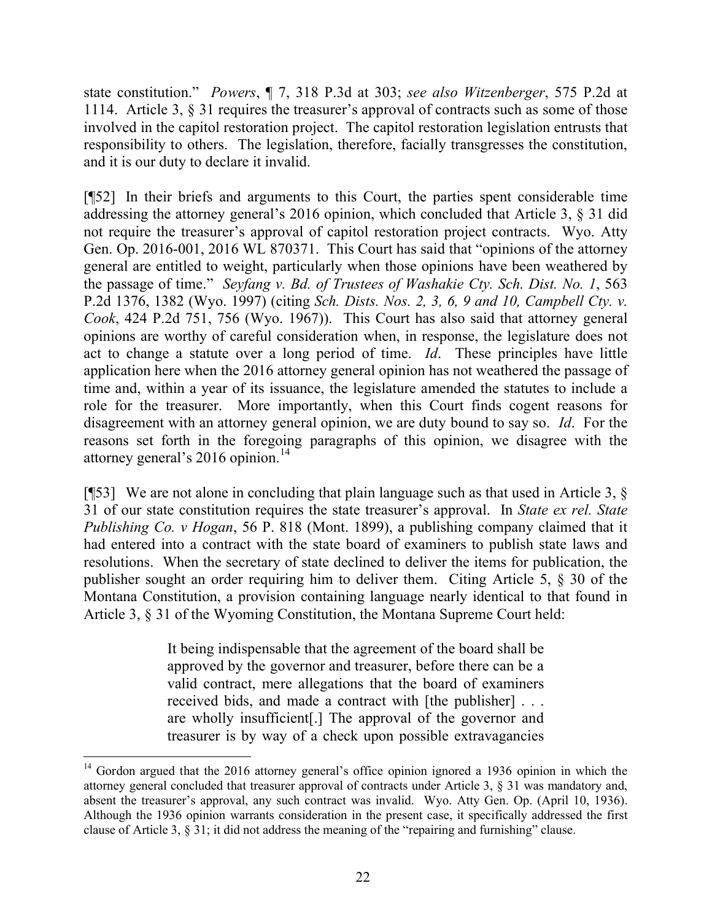state constitution." *Powers*, ¶ 7, 318 P.3d at 303; *see also Witzenberger*, 575 P.2d at 1114. Article 3, § 31 requires the treasurer's approval of contracts such as some of those involved in the capitol restoration project. The capitol restoration legislation entrusts that responsibility to others. The legislation, therefore, facially transgresses the constitution, and it is our duty to declare it invalid.

[¶52] In their briefs and arguments to this Court, the parties spent considerable time addressing the attorney general's 2016 opinion, which concluded that Article 3, § 31 did not require the treasurer's approval of capitol restoration project contracts. Wyo. Atty Gen. Op. 2016-001, 2016 WL 870371. This Court has said that "opinions of the attorney general are entitled to weight, particularly when those opinions have been weathered by the passage of time." *Seyfang v. Bd. of Trustees of Washakie Cty. Sch. Dist. No. 1*, 563 P.2d 1376, 1382 (Wyo. 1997) (citing *Sch. Dists. Nos. 2, 3, 6, 9 and 10, Campbell Cty. v. Cook*, 424 P.2d 751, 756 (Wyo. 1967)). This Court has also said that attorney general opinions are worthy of careful consideration when, in response, the legislature does not act to change a statute over a long period of time. *Id*. These principles have little application here when the 2016 attorney general opinion has not weathered the passage of time and, within a year of its issuance, the legislature amended the statutes to include a role for the treasurer. More importantly, when this Court finds cogent reasons for disagreement with an attorney general opinion, we are duty bound to say so. *Id*. For the reasons set forth in the foregoing paragraphs of this opinion, we disagree with the attorney general's 2016 opinion.[14]

[¶53] We are not alone in concluding that plain language such as that used in Article 3, § 31 of our state constitution requires the state treasurer's approval. In *State ex rel. State Publishing Co. v Hogan*, 56 P. 818 (Mont. 1899), a publishing company claimed that it had entered into a contract with the state board of examiners to publish state laws and resolutions. When the secretary of state declined to deliver the items for publication, the publisher sought an order requiring him to deliver them. Citing Article 5, § 30 of the Montana Constitution, a provision containing language nearly identical to that found in Article 3, § 31 of the Wyoming Constitution, the Montana Supreme Court held:

> It being indispensable that the agreement of the board shall be approved by the governor and treasurer, before there can be a valid contract, mere allegations that the board of examiners received bids, and made a contract with [the publisher] . . . are wholly insufficient[.] The approval of the governor and treasurer is by way of a check upon possible extravagancies

---

[14] Gordon argued that the 2016 attorney general's office opinion ignored a 1936 opinion in which the attorney general concluded that treasurer approval of contracts under Article 3, § 31 was mandatory and, absent the treasurer's approval, any such contract was invalid. Wyo. Atty Gen. Op. (April 10, 1936). Although the 1936 opinion warrants consideration in the present case, it specifically addressed the first clause of Article 3, § 31; it did not address the meaning of the "repairing and furnishing" clause.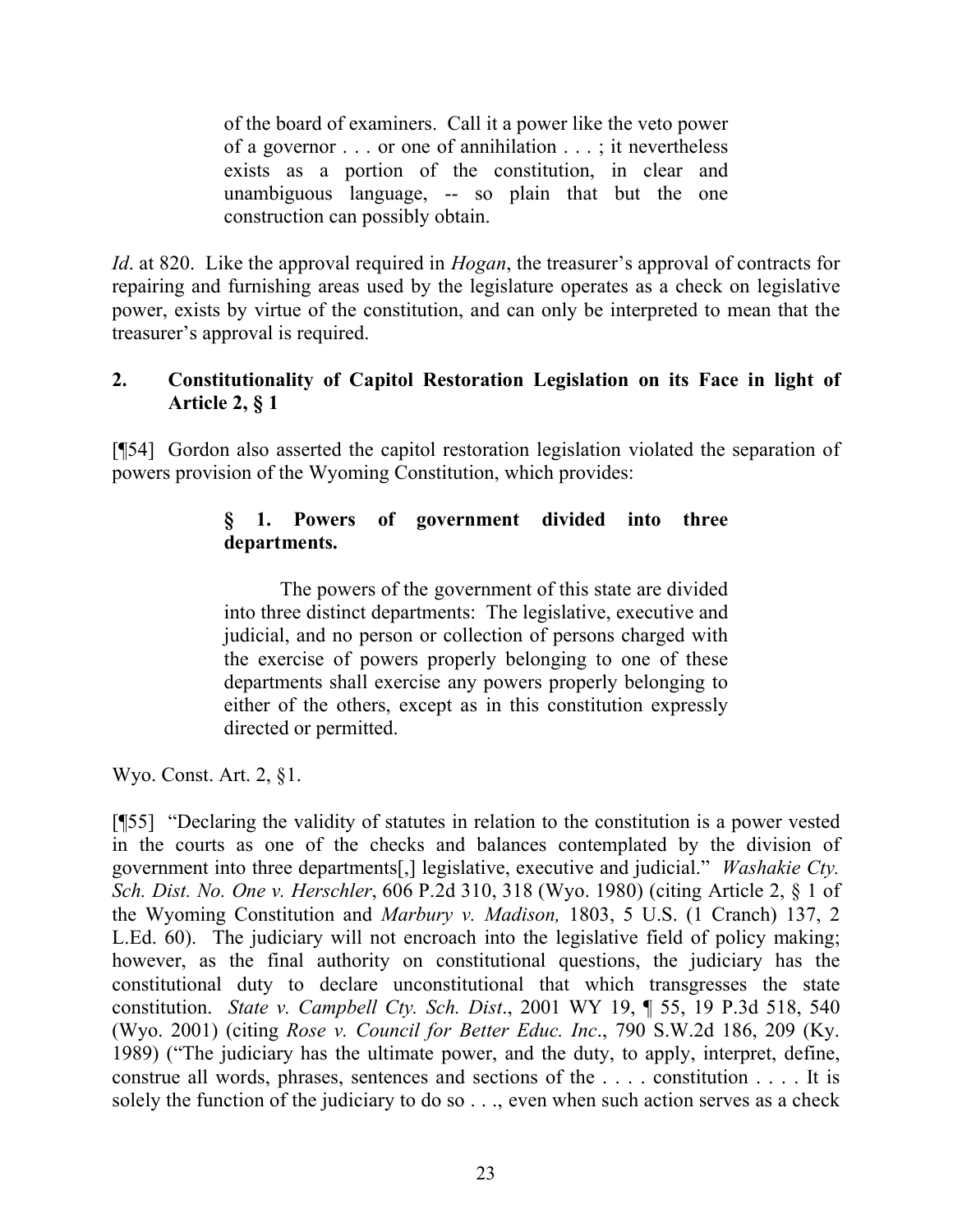> of the board of examiners. Call it a power like the veto power of a governor . . . or one of annihilation . . . ; it nevertheless exists as a portion of the constitution, in clear and unambiguous language, -- so plain that but the one construction can possibly obtain.

*Id*. at 820. Like the approval required in *Hogan*, the treasurer's approval of contracts for repairing and furnishing areas used by the legislature operates as a check on legislative power, exists by virtue of the constitution, and can only be interpreted to mean that the treasurer's approval is required.

**2. Constitutionality of Capitol Restoration Legislation on its Face in light of Article 2, § 1**

[¶54] Gordon also asserted the capitol restoration legislation violated the separation of powers provision of the Wyoming Constitution, which provides:

> **§ 1. Powers of government divided into three departments.**
>
> The powers of the government of this state are divided into three distinct departments: The legislative, executive and judicial, and no person or collection of persons charged with the exercise of powers properly belonging to one of these departments shall exercise any powers properly belonging to either of the others, except as in this constitution expressly directed or permitted.

Wyo. Const. Art. 2, §1.

[¶55] "Declaring the validity of statutes in relation to the constitution is a power vested in the courts as one of the checks and balances contemplated by the division of government into three departments[,] legislative, executive and judicial." *Washakie Cty. Sch. Dist. No. One v. Herschler*, 606 P.2d 310, 318 (Wyo. 1980) (citing Article 2, § 1 of the Wyoming Constitution and *Marbury v. Madison,* 1803, 5 U.S. (1 Cranch) 137, 2 L.Ed. 60). The judiciary will not encroach into the legislative field of policy making; however, as the final authority on constitutional questions, the judiciary has the constitutional duty to declare unconstitutional that which transgresses the state constitution. *State v. Campbell Cty. Sch. Dist*., 2001 WY 19, ¶ 55, 19 P.3d 518, 540 (Wyo. 2001) (citing *Rose v. Council for Better Educ. Inc*., 790 S.W.2d 186, 209 (Ky. 1989) ("The judiciary has the ultimate power, and the duty, to apply, interpret, define, construe all words, phrases, sentences and sections of the . . . . constitution . . . . It is solely the function of the judiciary to do so . . ., even when such action serves as a check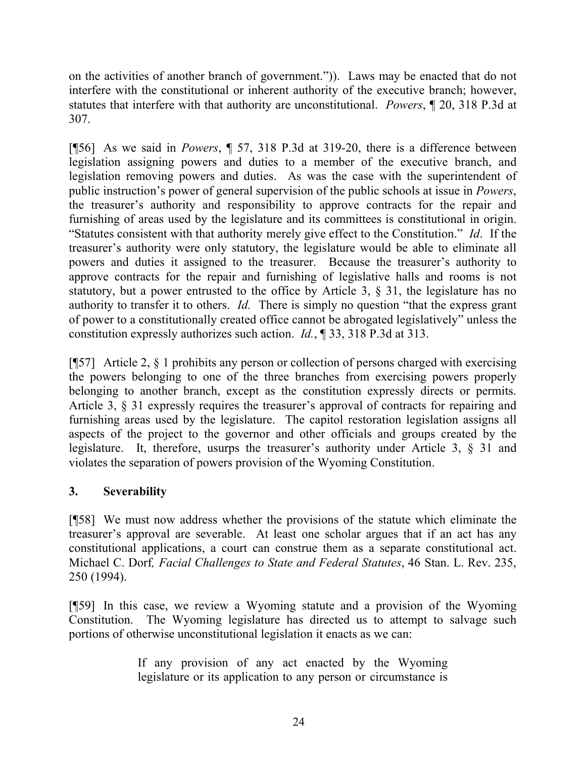on the activities of another branch of government.”)). Laws may be enacted that do not interfere with the constitutional or inherent authority of the executive branch; however, statutes that interfere with that authority are unconstitutional. *Powers*, ¶ 20, 318 P.3d at 307.

[¶56] As we said in *Powers*, ¶ 57, 318 P.3d at 319-20, there is a difference between legislation assigning powers and duties to a member of the executive branch, and legislation removing powers and duties. As was the case with the superintendent of public instruction’s power of general supervision of the public schools at issue in *Powers*, the treasurer’s authority and responsibility to approve contracts for the repair and furnishing of areas used by the legislature and its committees is constitutional in origin. “Statutes consistent with that authority merely give effect to the Constitution.” *Id*. If the treasurer’s authority were only statutory, the legislature would be able to eliminate all powers and duties it assigned to the treasurer. Because the treasurer’s authority to approve contracts for the repair and furnishing of legislative halls and rooms is not statutory, but a power entrusted to the office by Article 3, § 31, the legislature has no authority to transfer it to others. *Id.* There is simply no question “that the express grant of power to a constitutionally created office cannot be abrogated legislatively” unless the constitution expressly authorizes such action. *Id.*, ¶ 33, 318 P.3d at 313.

[¶57] Article 2, § 1 prohibits any person or collection of persons charged with exercising the powers belonging to one of the three branches from exercising powers properly belonging to another branch, except as the constitution expressly directs or permits. Article 3, § 31 expressly requires the treasurer’s approval of contracts for repairing and furnishing areas used by the legislature. The capitol restoration legislation assigns all aspects of the project to the governor and other officials and groups created by the legislature. It, therefore, usurps the treasurer’s authority under Article 3, § 31 and violates the separation of powers provision of the Wyoming Constitution.

### 3. Severability

[¶58] We must now address whether the provisions of the statute which eliminate the treasurer’s approval are severable. At least one scholar argues that if an act has any constitutional applications, a court can construe them as a separate constitutional act. Michael C. Dorf*, Facial Challenges to State and Federal Statutes*, 46 Stan. L. Rev. 235, 250 (1994).

[¶59] In this case, we review a Wyoming statute and a provision of the Wyoming Constitution. The Wyoming legislature has directed us to attempt to salvage such portions of otherwise unconstitutional legislation it enacts as we can:

> If any provision of any act enacted by the Wyoming legislature or its application to any person or circumstance is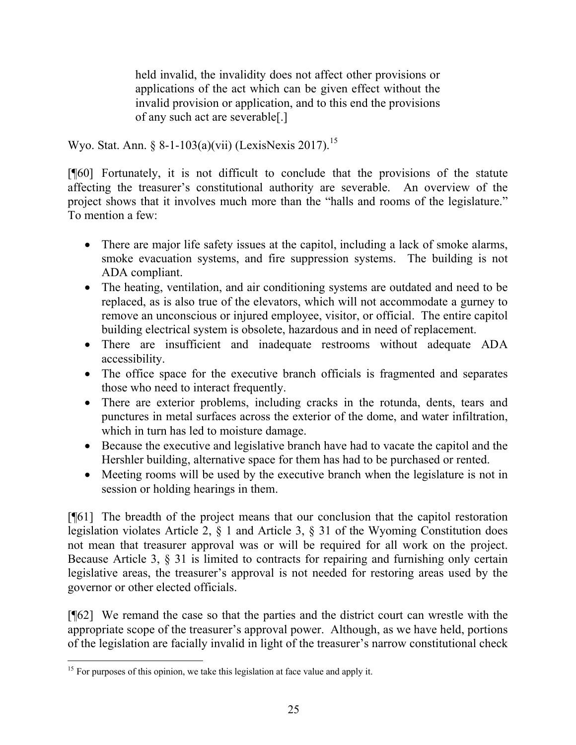> held invalid, the invalidity does not affect other provisions or applications of the act which can be given effect without the invalid provision or application, and to this end the provisions of any such act are severable[.]

Wyo. Stat. Ann. § 8-1-103(a)(vii) (LexisNexis 2017).[15]

[¶60] Fortunately, it is not difficult to conclude that the provisions of the statute affecting the treasurer's constitutional authority are severable. An overview of the project shows that it involves much more than the "halls and rooms of the legislature." To mention a few:

- There are major life safety issues at the capitol, including a lack of smoke alarms, smoke evacuation systems, and fire suppression systems. The building is not ADA compliant.
- The heating, ventilation, and air conditioning systems are outdated and need to be replaced, as is also true of the elevators, which will not accommodate a gurney to remove an unconscious or injured employee, visitor, or official. The entire capitol building electrical system is obsolete, hazardous and in need of replacement.
- There are insufficient and inadequate restrooms without adequate ADA accessibility.
- The office space for the executive branch officials is fragmented and separates those who need to interact frequently.
- There are exterior problems, including cracks in the rotunda, dents, tears and punctures in metal surfaces across the exterior of the dome, and water infiltration, which in turn has led to moisture damage.
- Because the executive and legislative branch have had to vacate the capitol and the Hershler building, alternative space for them has had to be purchased or rented.
- Meeting rooms will be used by the executive branch when the legislature is not in session or holding hearings in them.

[¶61] The breadth of the project means that our conclusion that the capitol restoration legislation violates Article 2, § 1 and Article 3, § 31 of the Wyoming Constitution does not mean that treasurer approval was or will be required for all work on the project. Because Article 3, § 31 is limited to contracts for repairing and furnishing only certain legislative areas, the treasurer's approval is not needed for restoring areas used by the governor or other elected officials.

[¶62] We remand the case so that the parties and the district court can wrestle with the appropriate scope of the treasurer's approval power. Although, as we have held, portions of the legislation are facially invalid in light of the treasurer's narrow constitutional check

---

[15] For purposes of this opinion, we take this legislation at face value and apply it.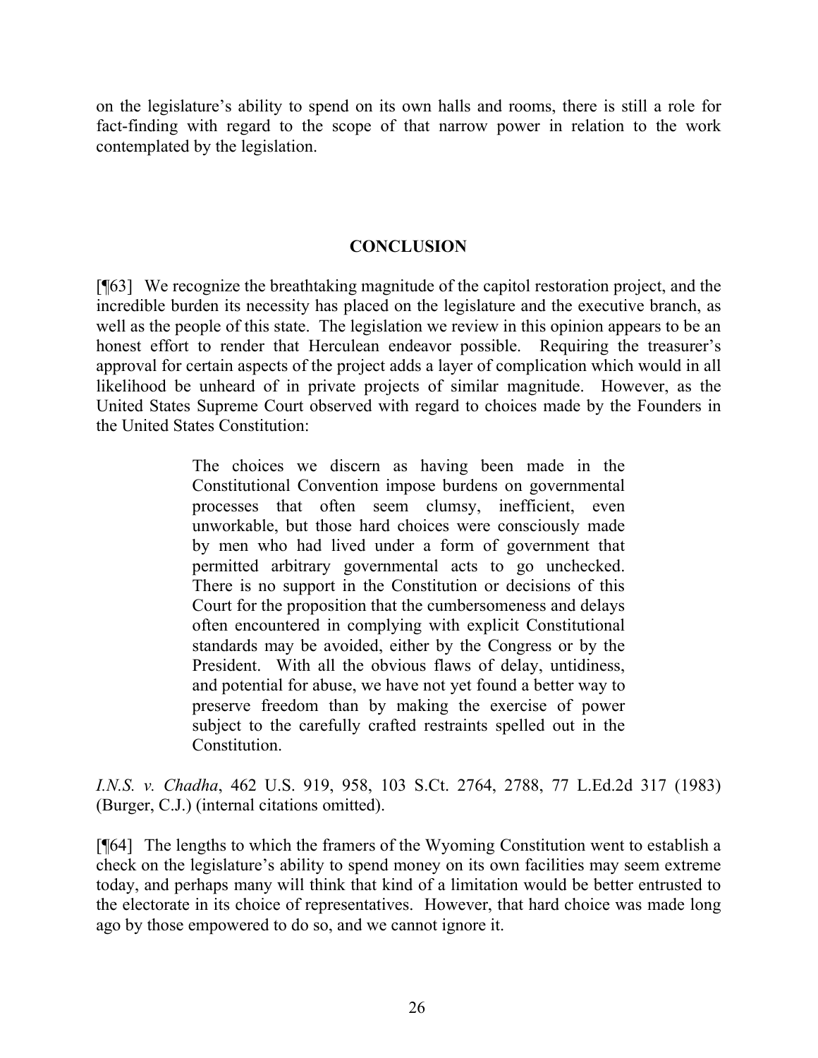on the legislature's ability to spend on its own halls and rooms, there is still a role for fact-finding with regard to the scope of that narrow power in relation to the work contemplated by the legislation.

## CONCLUSION

[¶63] We recognize the breathtaking magnitude of the capitol restoration project, and the incredible burden its necessity has placed on the legislature and the executive branch, as well as the people of this state. The legislation we review in this opinion appears to be an honest effort to render that Herculean endeavor possible. Requiring the treasurer's approval for certain aspects of the project adds a layer of complication which would in all likelihood be unheard of in private projects of similar magnitude. However, as the United States Supreme Court observed with regard to choices made by the Founders in the United States Constitution:

> The choices we discern as having been made in the Constitutional Convention impose burdens on governmental processes that often seem clumsy, inefficient, even unworkable, but those hard choices were consciously made by men who had lived under a form of government that permitted arbitrary governmental acts to go unchecked. There is no support in the Constitution or decisions of this Court for the proposition that the cumbersomeness and delays often encountered in complying with explicit Constitutional standards may be avoided, either by the Congress or by the President. With all the obvious flaws of delay, untidiness, and potential for abuse, we have not yet found a better way to preserve freedom than by making the exercise of power subject to the carefully crafted restraints spelled out in the Constitution.

*I.N.S. v. Chadha*, 462 U.S. 919, 958, 103 S.Ct. 2764, 2788, 77 L.Ed.2d 317 (1983) (Burger, C.J.) (internal citations omitted).

[¶64] The lengths to which the framers of the Wyoming Constitution went to establish a check on the legislature's ability to spend money on its own facilities may seem extreme today, and perhaps many will think that kind of a limitation would be better entrusted to the electorate in its choice of representatives. However, that hard choice was made long ago by those empowered to do so, and we cannot ignore it.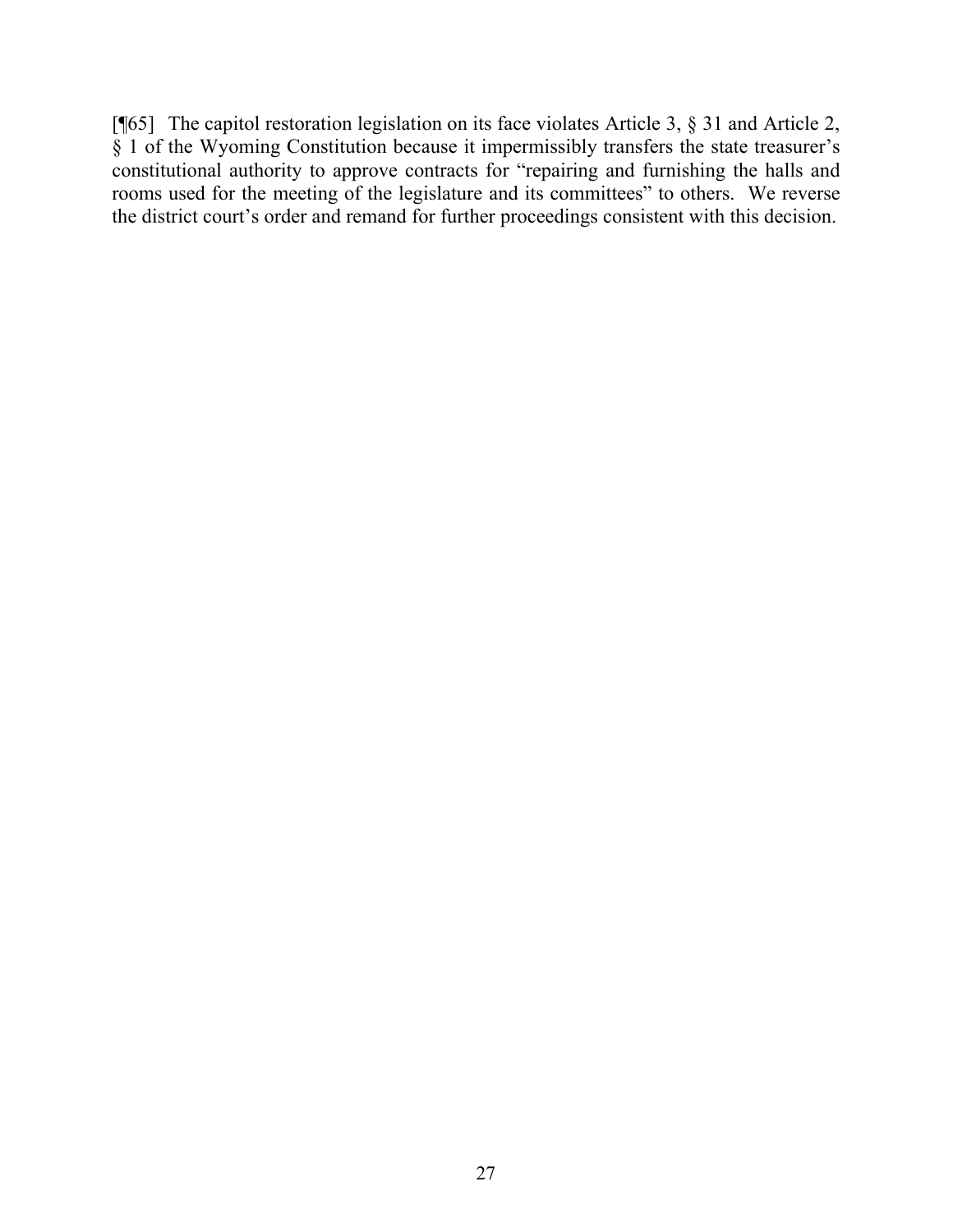[¶65] The capitol restoration legislation on its face violates Article 3, § 31 and Article 2, § 1 of the Wyoming Constitution because it impermissibly transfers the state treasurer's constitutional authority to approve contracts for "repairing and furnishing the halls and rooms used for the meeting of the legislature and its committees" to others. We reverse the district court's order and remand for further proceedings consistent with this decision.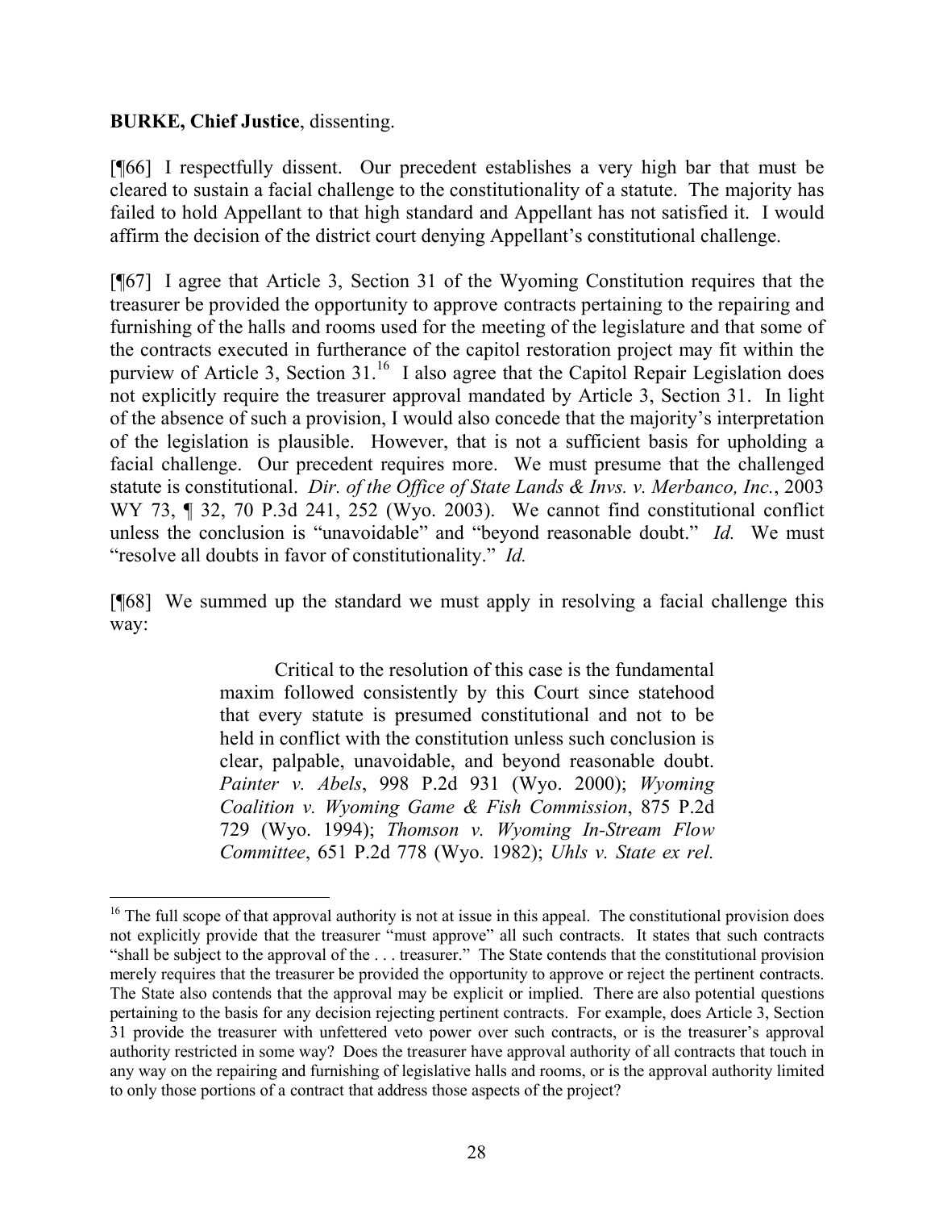**BURKE, Chief Justice**, dissenting.

[¶66] I respectfully dissent. Our precedent establishes a very high bar that must be cleared to sustain a facial challenge to the constitutionality of a statute. The majority has failed to hold Appellant to that high standard and Appellant has not satisfied it. I would affirm the decision of the district court denying Appellant's constitutional challenge.

[¶67] I agree that Article 3, Section 31 of the Wyoming Constitution requires that the treasurer be provided the opportunity to approve contracts pertaining to the repairing and furnishing of the halls and rooms used for the meeting of the legislature and that some of the contracts executed in furtherance of the capitol restoration project may fit within the purview of Article 3, Section 31.[16] I also agree that the Capitol Repair Legislation does not explicitly require the treasurer approval mandated by Article 3, Section 31. In light of the absence of such a provision, I would also concede that the majority's interpretation of the legislation is plausible. However, that is not a sufficient basis for upholding a facial challenge. Our precedent requires more. We must presume that the challenged statute is constitutional. *Dir. of the Office of State Lands & Invs. v. Merbanco, Inc.*, 2003 WY 73, ¶ 32, 70 P.3d 241, 252 (Wyo. 2003). We cannot find constitutional conflict unless the conclusion is "unavoidable" and "beyond reasonable doubt." *Id.* We must "resolve all doubts in favor of constitutionality." *Id.*

[¶68] We summed up the standard we must apply in resolving a facial challenge this way:

> Critical to the resolution of this case is the fundamental maxim followed consistently by this Court since statehood that every statute is presumed constitutional and not to be held in conflict with the constitution unless such conclusion is clear, palpable, unavoidable, and beyond reasonable doubt. *Painter v. Abels*, 998 P.2d 931 (Wyo. 2000); *Wyoming Coalition v. Wyoming Game & Fish Commission*, 875 P.2d 729 (Wyo. 1994); *Thomson v. Wyoming In-Stream Flow Committee*, 651 P.2d 778 (Wyo. 1982); *Uhls v. State ex rel.*

---

[16] The full scope of that approval authority is not at issue in this appeal. The constitutional provision does not explicitly provide that the treasurer "must approve" all such contracts. It states that such contracts "shall be subject to the approval of the . . . treasurer." The State contends that the constitutional provision merely requires that the treasurer be provided the opportunity to approve or reject the pertinent contracts. The State also contends that the approval may be explicit or implied. There are also potential questions pertaining to the basis for any decision rejecting pertinent contracts. For example, does Article 3, Section 31 provide the treasurer with unfettered veto power over such contracts, or is the treasurer's approval authority restricted in some way? Does the treasurer have approval authority of all contracts that touch in any way on the repairing and furnishing of legislative halls and rooms, or is the approval authority limited to only those portions of a contract that address those aspects of the project?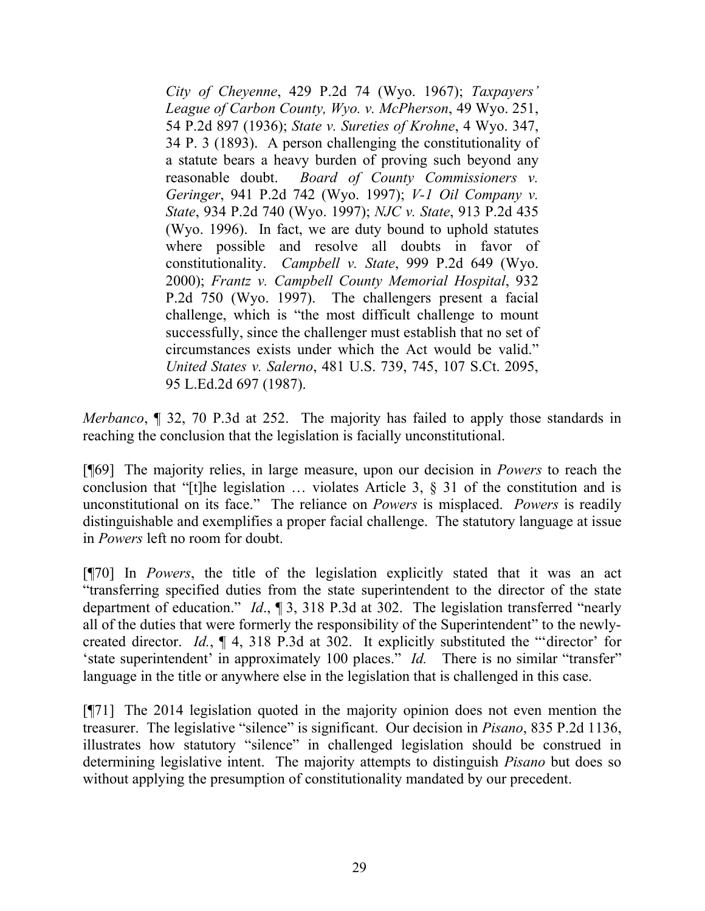> *City of Cheyenne*, 429 P.2d 74 (Wyo. 1967); *Taxpayers' League of Carbon County, Wyo. v. McPherson*, 49 Wyo. 251, 54 P.2d 897 (1936); *State v. Sureties of Krohne*, 4 Wyo. 347, 34 P. 3 (1893). A person challenging the constitutionality of a statute bears a heavy burden of proving such beyond any reasonable doubt. *Board of County Commissioners v. Geringer*, 941 P.2d 742 (Wyo. 1997); *V-1 Oil Company v. State*, 934 P.2d 740 (Wyo. 1997); *NJC v. State*, 913 P.2d 435 (Wyo. 1996). In fact, we are duty bound to uphold statutes where possible and resolve all doubts in favor of constitutionality. *Campbell v. State*, 999 P.2d 649 (Wyo. 2000); *Frantz v. Campbell County Memorial Hospital*, 932 P.2d 750 (Wyo. 1997). The challengers present a facial challenge, which is "the most difficult challenge to mount successfully, since the challenger must establish that no set of circumstances exists under which the Act would be valid." *United States v. Salerno*, 481 U.S. 739, 745, 107 S.Ct. 2095, 95 L.Ed.2d 697 (1987).

*Merbanco*, ¶ 32, 70 P.3d at 252. The majority has failed to apply those standards in reaching the conclusion that the legislation is facially unconstitutional.

[¶69] The majority relies, in large measure, upon our decision in *Powers* to reach the conclusion that "[t]he legislation … violates Article 3, § 31 of the constitution and is unconstitutional on its face." The reliance on *Powers* is misplaced. *Powers* is readily distinguishable and exemplifies a proper facial challenge. The statutory language at issue in *Powers* left no room for doubt.

[¶70] In *Powers*, the title of the legislation explicitly stated that it was an act "transferring specified duties from the state superintendent to the director of the state department of education." *Id*., ¶ 3, 318 P.3d at 302. The legislation transferred "nearly all of the duties that were formerly the responsibility of the Superintendent" to the newly-created director. *Id.*, ¶ 4, 318 P.3d at 302. It explicitly substituted the "'director' for 'state superintendent' in approximately 100 places." *Id.* There is no similar "transfer" language in the title or anywhere else in the legislation that is challenged in this case.

[¶71] The 2014 legislation quoted in the majority opinion does not even mention the treasurer. The legislative "silence" is significant. Our decision in *Pisano*, 835 P.2d 1136, illustrates how statutory "silence" in challenged legislation should be construed in determining legislative intent. The majority attempts to distinguish *Pisano* but does so without applying the presumption of constitutionality mandated by our precedent.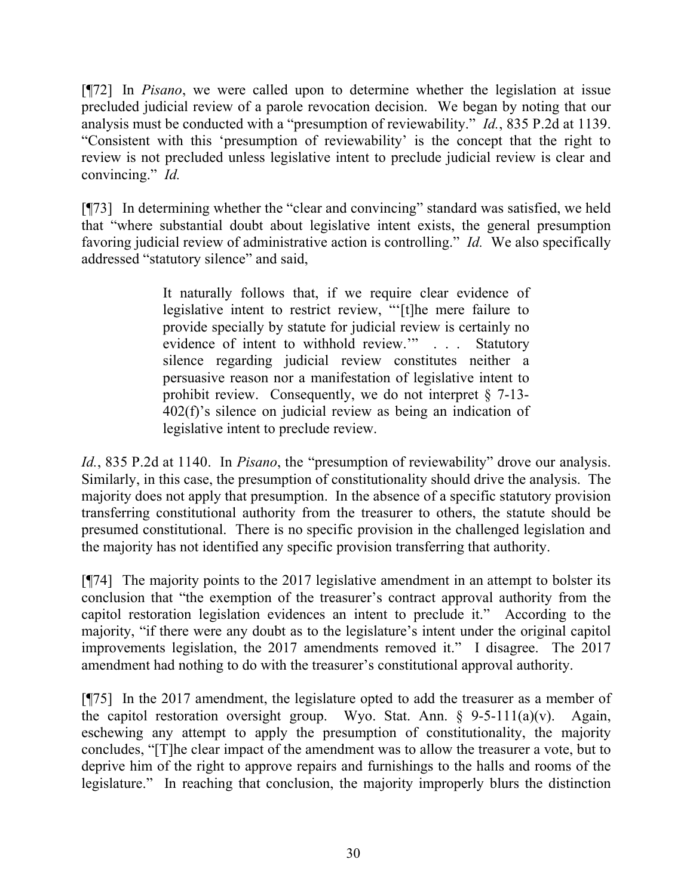[¶72] In *Pisano*, we were called upon to determine whether the legislation at issue precluded judicial review of a parole revocation decision. We began by noting that our analysis must be conducted with a "presumption of reviewability." *Id.*, 835 P.2d at 1139. "Consistent with this 'presumption of reviewability' is the concept that the right to review is not precluded unless legislative intent to preclude judicial review is clear and convincing." *Id.*

[¶73] In determining whether the "clear and convincing" standard was satisfied, we held that "where substantial doubt about legislative intent exists, the general presumption favoring judicial review of administrative action is controlling." *Id.* We also specifically addressed "statutory silence" and said,

> It naturally follows that, if we require clear evidence of legislative intent to restrict review, "'[t]he mere failure to provide specially by statute for judicial review is certainly no evidence of intent to withhold review.'" . . . Statutory silence regarding judicial review constitutes neither a persuasive reason nor a manifestation of legislative intent to prohibit review. Consequently, we do not interpret § 7-13-402(f)'s silence on judicial review as being an indication of legislative intent to preclude review.

*Id.*, 835 P.2d at 1140. In *Pisano*, the "presumption of reviewability" drove our analysis. Similarly, in this case, the presumption of constitutionality should drive the analysis. The majority does not apply that presumption. In the absence of a specific statutory provision transferring constitutional authority from the treasurer to others, the statute should be presumed constitutional. There is no specific provision in the challenged legislation and the majority has not identified any specific provision transferring that authority.

[¶74] The majority points to the 2017 legislative amendment in an attempt to bolster its conclusion that "the exemption of the treasurer's contract approval authority from the capitol restoration legislation evidences an intent to preclude it." According to the majority, "if there were any doubt as to the legislature's intent under the original capitol improvements legislation, the 2017 amendments removed it." I disagree. The 2017 amendment had nothing to do with the treasurer's constitutional approval authority.

[¶75] In the 2017 amendment, the legislature opted to add the treasurer as a member of the capitol restoration oversight group. Wyo. Stat. Ann. § 9-5-111(a)(v). Again, eschewing any attempt to apply the presumption of constitutionality, the majority concludes, "[T]he clear impact of the amendment was to allow the treasurer a vote, but to deprive him of the right to approve repairs and furnishings to the halls and rooms of the legislature." In reaching that conclusion, the majority improperly blurs the distinction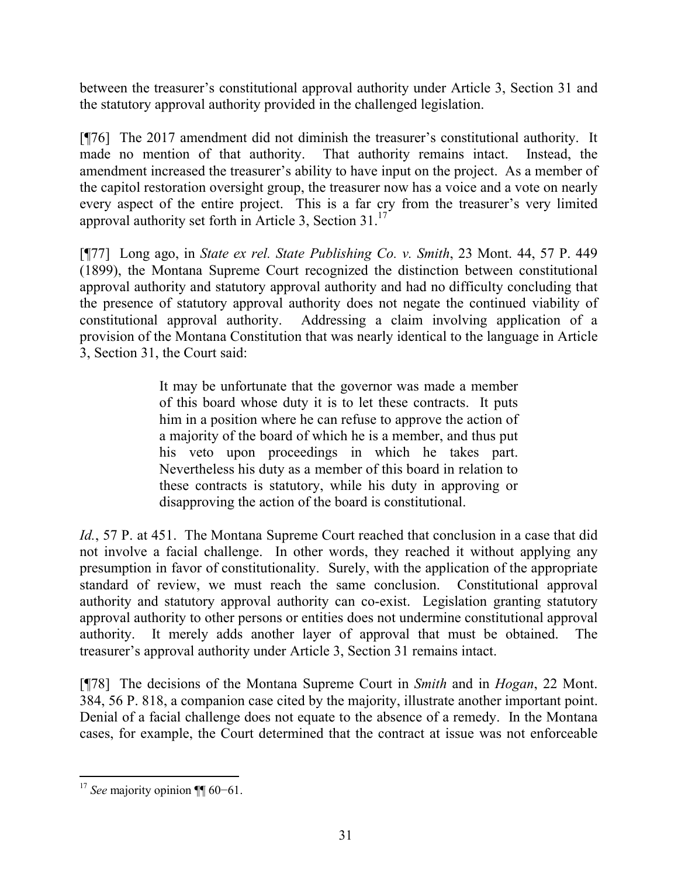between the treasurer's constitutional approval authority under Article 3, Section 31 and the statutory approval authority provided in the challenged legislation.

[¶76] The 2017 amendment did not diminish the treasurer's constitutional authority. It made no mention of that authority. That authority remains intact. Instead, the amendment increased the treasurer's ability to have input on the project. As a member of the capitol restoration oversight group, the treasurer now has a voice and a vote on nearly every aspect of the entire project. This is a far cry from the treasurer's very limited approval authority set forth in Article 3, Section 31.[17]

[¶77] Long ago, in *State ex rel. State Publishing Co. v. Smith*, 23 Mont. 44, 57 P. 449 (1899), the Montana Supreme Court recognized the distinction between constitutional approval authority and statutory approval authority and had no difficulty concluding that the presence of statutory approval authority does not negate the continued viability of constitutional approval authority. Addressing a claim involving application of a provision of the Montana Constitution that was nearly identical to the language in Article 3, Section 31, the Court said:

> It may be unfortunate that the governor was made a member of this board whose duty it is to let these contracts. It puts him in a position where he can refuse to approve the action of a majority of the board of which he is a member, and thus put his veto upon proceedings in which he takes part. Nevertheless his duty as a member of this board in relation to these contracts is statutory, while his duty in approving or disapproving the action of the board is constitutional.

*Id.*, 57 P. at 451. The Montana Supreme Court reached that conclusion in a case that did not involve a facial challenge. In other words, they reached it without applying any presumption in favor of constitutionality. Surely, with the application of the appropriate standard of review, we must reach the same conclusion. Constitutional approval authority and statutory approval authority can co-exist. Legislation granting statutory approval authority to other persons or entities does not undermine constitutional approval authority. It merely adds another layer of approval that must be obtained. The treasurer's approval authority under Article 3, Section 31 remains intact.

[¶78] The decisions of the Montana Supreme Court in *Smith* and in *Hogan*, 22 Mont. 384, 56 P. 818, a companion case cited by the majority, illustrate another important point. Denial of a facial challenge does not equate to the absence of a remedy. In the Montana cases, for example, the Court determined that the contract at issue was not enforceable

---

[17] *See* majority opinion ¶¶ 60−61.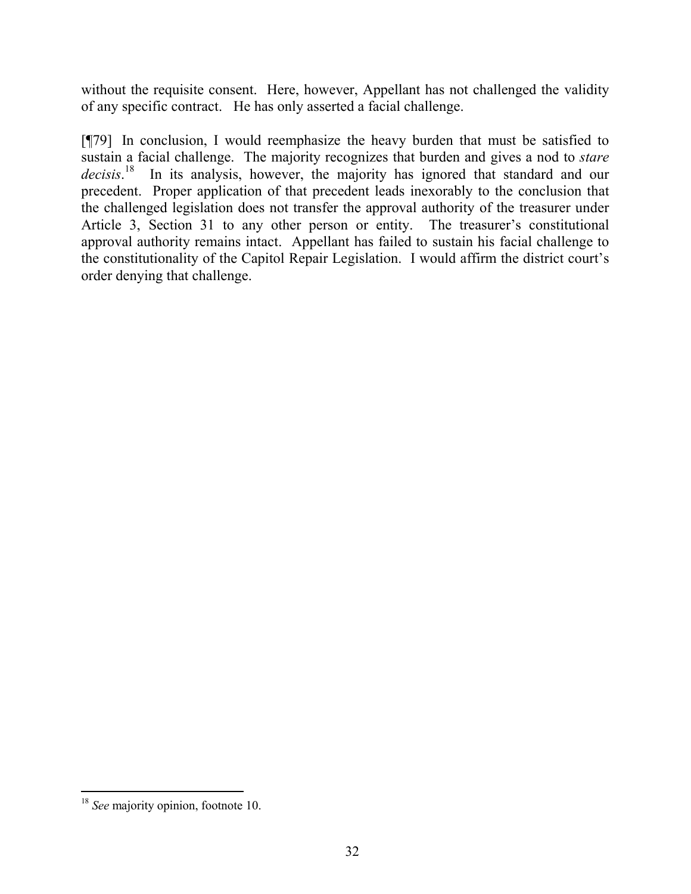without the requisite consent. Here, however, Appellant has not challenged the validity of any specific contract. He has only asserted a facial challenge.

[¶79] In conclusion, I would reemphasize the heavy burden that must be satisfied to sustain a facial challenge. The majority recognizes that burden and gives a nod to *stare decisis*.[18] In its analysis, however, the majority has ignored that standard and our precedent. Proper application of that precedent leads inexorably to the conclusion that the challenged legislation does not transfer the approval authority of the treasurer under Article 3, Section 31 to any other person or entity. The treasurer's constitutional approval authority remains intact. Appellant has failed to sustain his facial challenge to the constitutionality of the Capitol Repair Legislation. I would affirm the district court's order denying that challenge.

---

[18] *See* majority opinion, footnote 10.